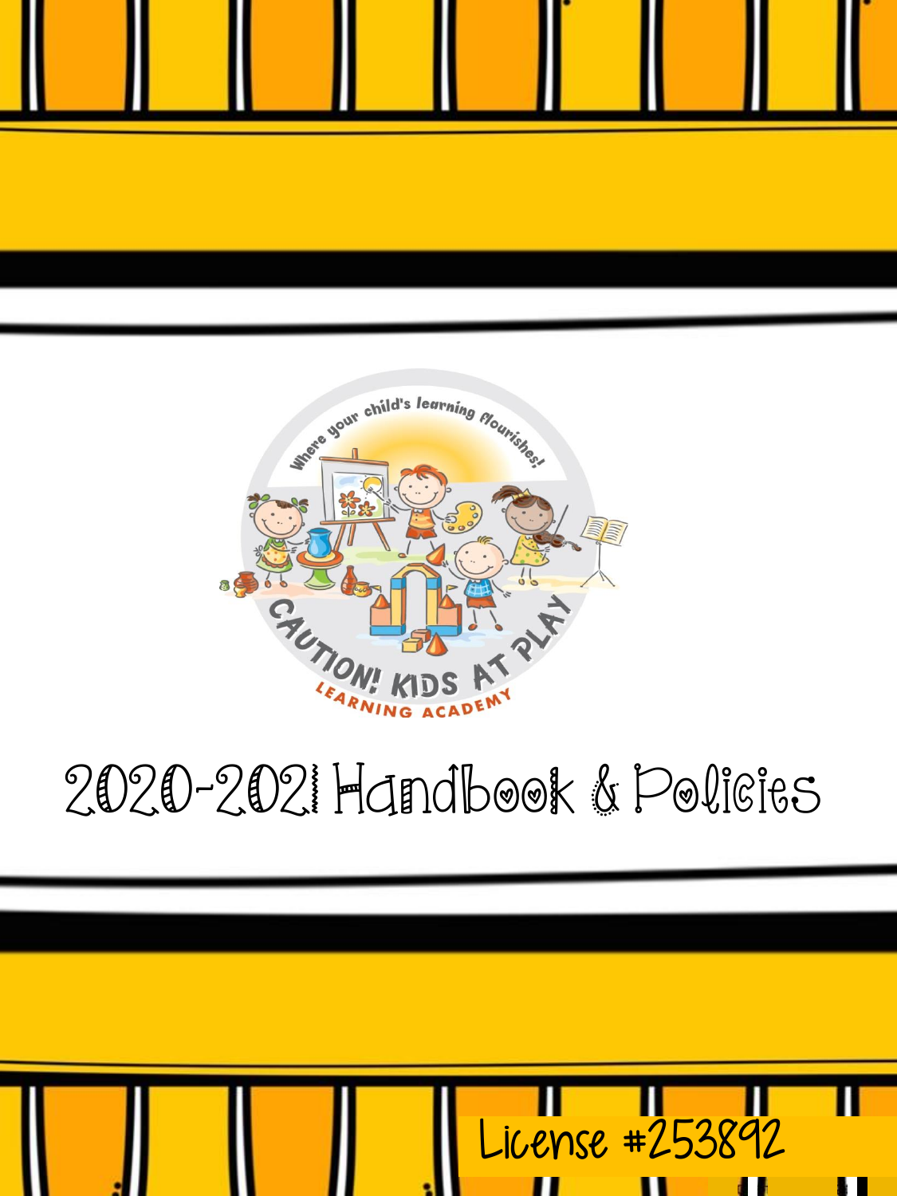Where your child's learning flourishes!

CAUTION! KIDS AT PLAY

LEARNING ACADEMY

# 2020-2021 Handbook & Policies

License #253892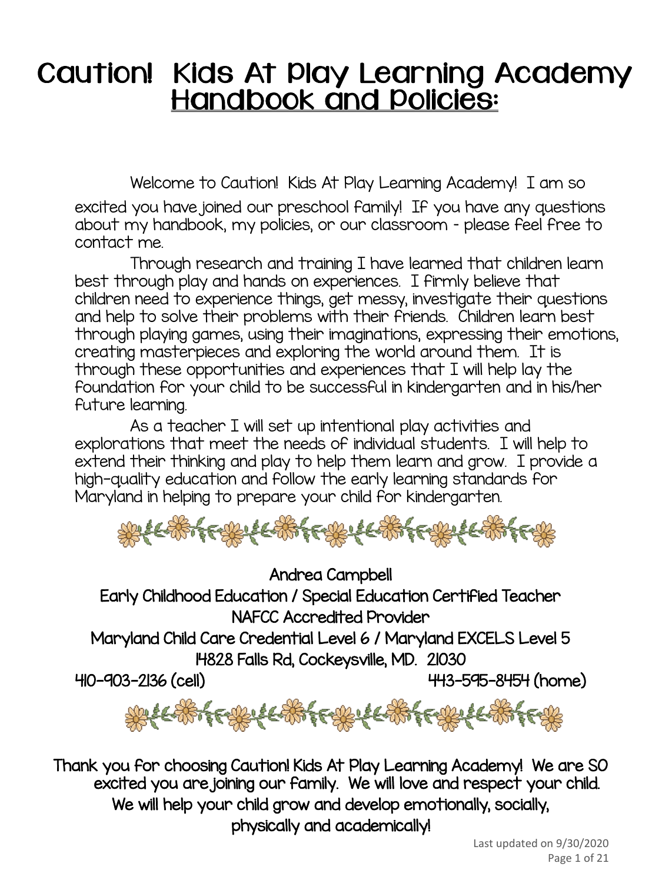# Caution! Kids At Play Learning Academy

## Handbook and Policies:

Welcome to Caution! Kids At Play Learning Academy! I am so excited you have joined our preschool family! If you have any questions about my handbook, my policies, or our classroom - please feel free to contact me.

Through research and training I have learned that children learn best through play and hands on experiences. I firmly believe that children need to experience things, get messy, investigate their questions and help to solve their problems with their friends. Children learn best through playing games, using their imaginations, expressing their emotions, creating masterpieces and exploring the world around them. It is through these opportunities and experiences that I will help lay the foundation for your child to be successful in kindergarten and in his/her future learning.

As a teacher I will set up intentional play activities and explorations that meet the needs of individual students. I will help to extend their thinking and play to help them learn and grow. I provide a high-quality education and follow the early learning standards for Maryland in helping to prepare your child for kindergarten.

**Andrea Campbell**
**Early Childhood Education / Special Education Certified Teacher**
**NAFCC Accredited Provider**
**Maryland Child Care Credential Level 6 / Maryland EXCELS Level 5**
**14828 Falls Rd, Cockeysville, MD. 21030**
**410-903-2136 (cell) 443-595-8454 (home)**

**Thank you for choosing Caution! Kids At Play Learning Academy! We are SO excited you are joining our family. We will love and respect your child. We will help your child grow and develop emotionally, socially, physically and academically!**

Last updated on 9/30/2020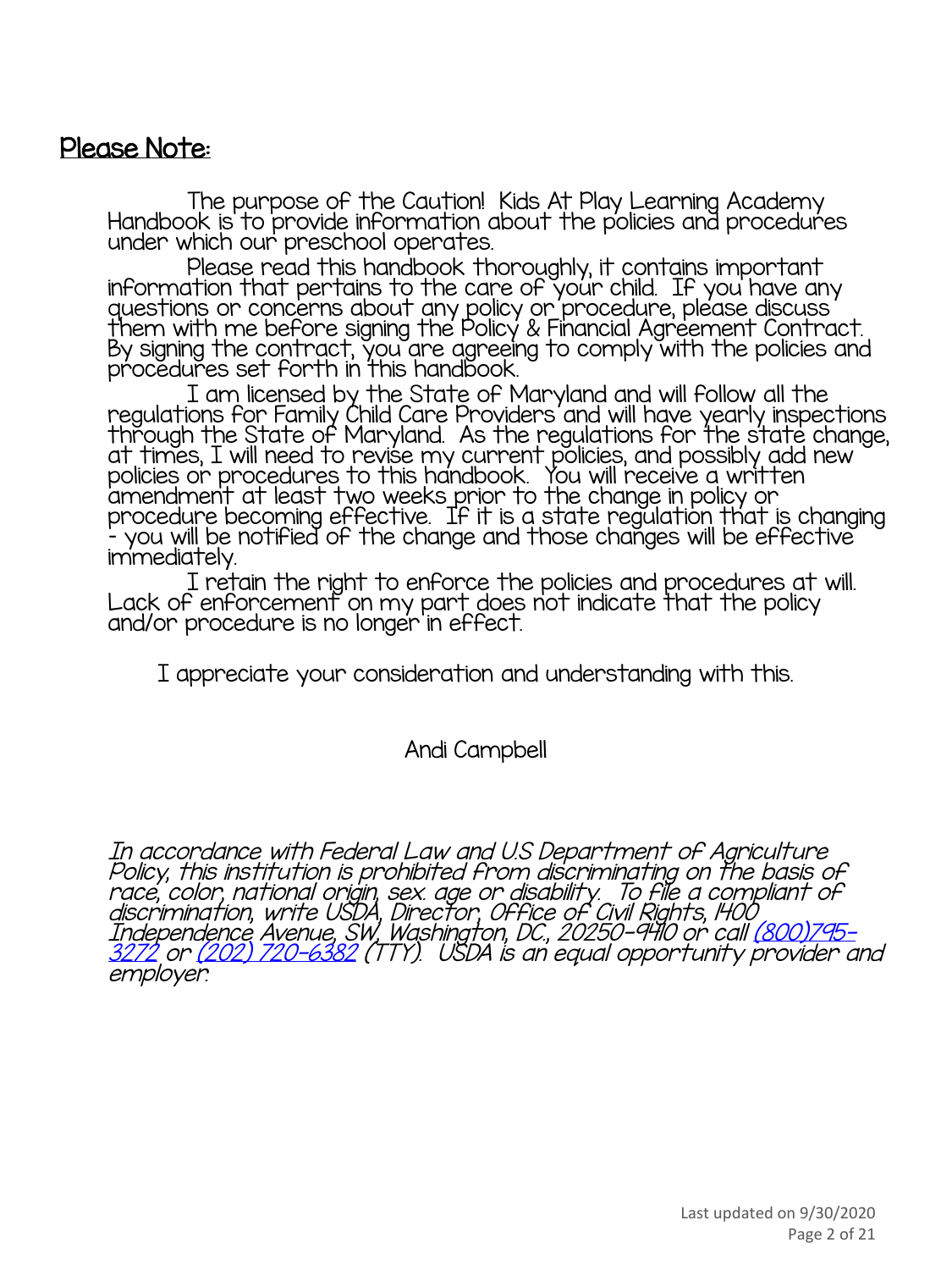## Please Note:

The purpose of the Caution! Kids At Play Learning Academy Handbook is to provide information about the policies and procedures under which our preschool operates.

Please read this handbook thoroughly, it contains important information that pertains to the care of your child. If you have any questions or concerns about any policy or procedure, please discuss them with me before signing the Policy & Financial Agreement Contract. By signing the contract, you are agreeing to comply with the policies and procedures set forth in this handbook.

I am licensed by the State of Maryland and will follow all the regulations for Family Child Care Providers and will have yearly inspections through the State of Maryland. As the regulations for the state change, at times, I will need to revise my current policies, and possibly add new policies or procedures to this handbook. You will receive a written amendment at least two weeks prior to the change in policy or procedure becoming effective. If it is a state regulation that is changing - you will be notified of the change and those changes will be effective immediately.

I retain the right to enforce the policies and procedures at will. Lack of enforcement on my part does not indicate that the policy and/or procedure is no longer in effect.

I appreciate your consideration and understanding with this.

Andi Campbell

*In accordance with Federal Law and U.S Department of Agriculture Policy, this institution is prohibited from discriminating on the basis of race, color, national origin, sex. age or disability. To file a compliant of discrimination, write USDA, Director, Office of Civil Rights, 1400 Independence Avenue, SW, Washington, DC., 20250-9410 or call (800)795-3272 or (202) 720-6382 (TTY). USDA is an equal opportunity provider and employer.*

Last updated on 9/30/2020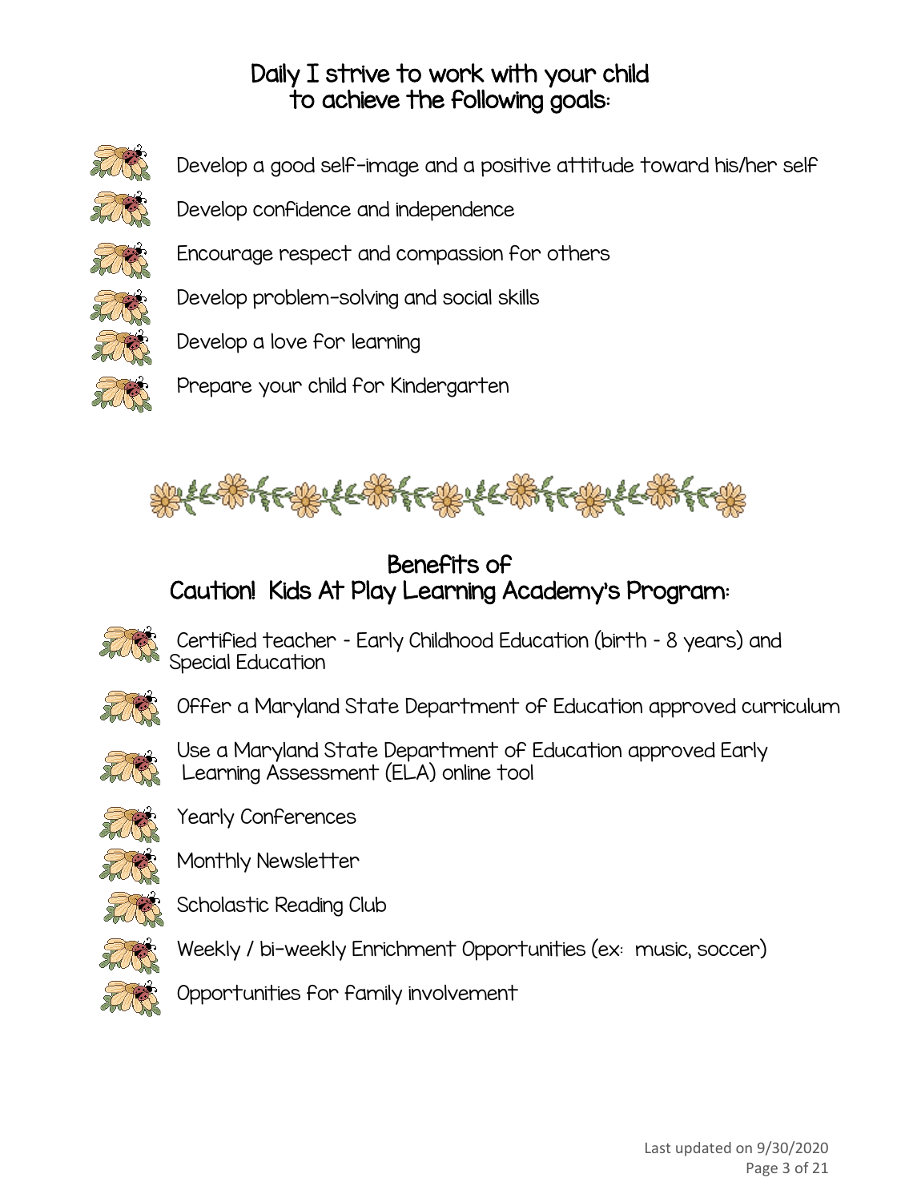## Daily I strive to work with your child to achieve the following goals:

- Develop a good self-image and a positive attitude toward his/her self
- Develop confidence and independence
- Encourage respect and compassion for others
- Develop problem-solving and social skills
- Develop a love for learning
- Prepare your child for Kindergarten

## Benefits of Caution! Kids At Play Learning Academy's Program:

- Certified teacher - Early Childhood Education (birth - 8 years) and Special Education
- Offer a Maryland State Department of Education approved curriculum
- Use a Maryland State Department of Education approved Early Learning Assessment (ELA) online tool
- Yearly Conferences
- Monthly Newsletter
- Scholastic Reading Club
- Weekly / bi-weekly Enrichment Opportunities (ex: music, soccer)
- Opportunities for family involvement

Last updated on 9/30/2020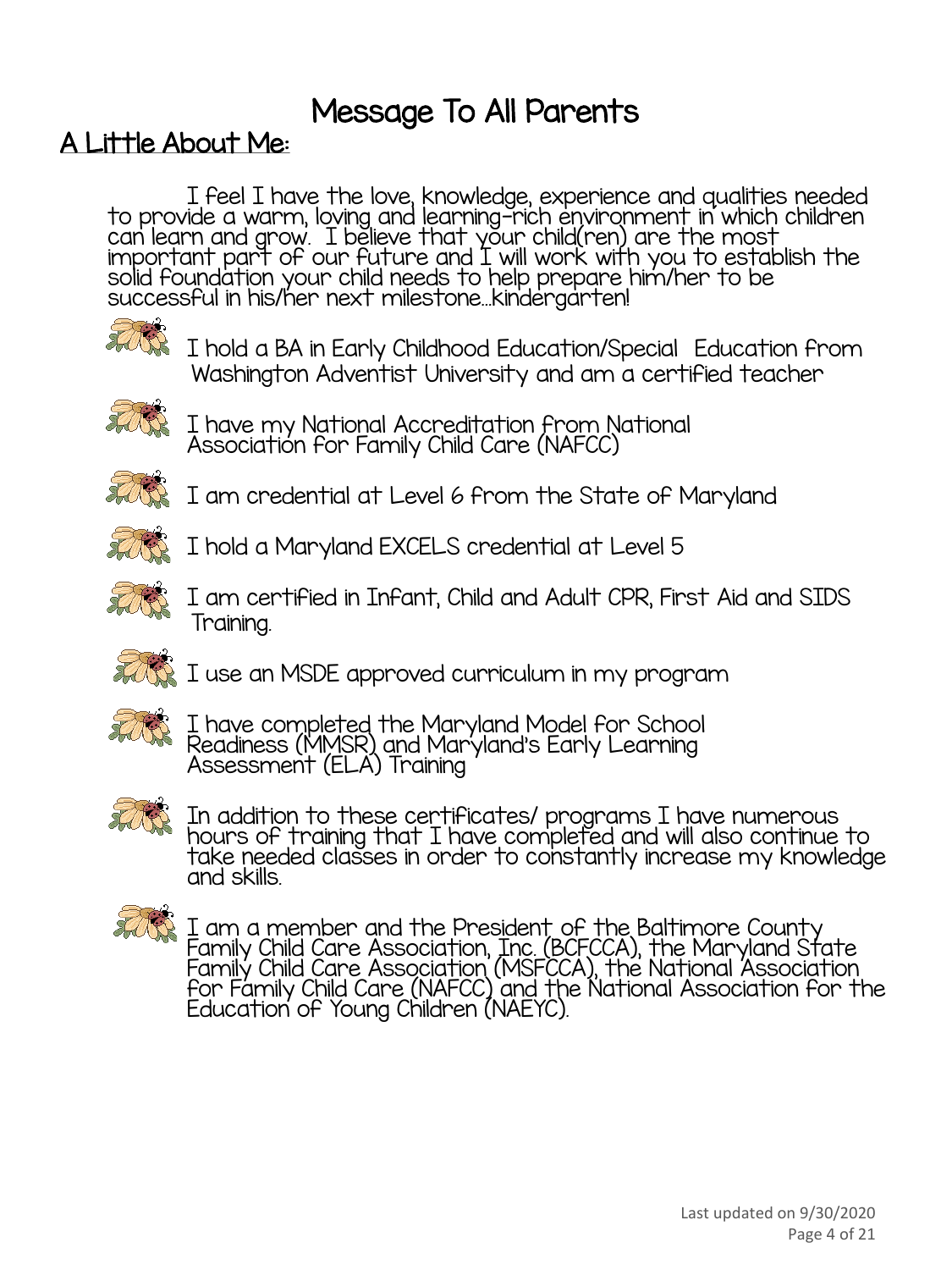# Message To All Parents

## A Little About Me:

I feel I have the love, knowledge, experience and qualities needed to provide a warm, loving and learning-rich environment in which children can learn and grow. I believe that your child(ren) are the most important part of our future and I will work with you to establish the solid foundation your child needs to help prepare him/her to be successful in his/her next milestone...kindergarten!

- I hold a BA in Early Childhood Education/Special Education from Washington Adventist University and am a certified teacher
- I have my National Accreditation from National Association for Family Child Care (NAFCC)
- I am credential at Level 6 from the State of Maryland
- I hold a Maryland EXCELS credential at Level 5
- I am certified in Infant, Child and Adult CPR, First Aid and SIDS Training.
- I use an MSDE approved curriculum in my program
- I have completed the Maryland Model for School Readiness (MMSR) and Maryland's Early Learning Assessment (ELA) Training
- In addition to these certificates/ programs I have numerous hours of training that I have completed and will also continue to take needed classes in order to constantly increase my knowledge and skills.
- I am a member and the President of the Baltimore County Family Child Care Association, Inc. (BCFCCA), the Maryland State Family Child Care Association (MSFCCA), the National Association for Family Child Care (NAFCC) and the National Association for the Education of Young Children (NAEYC).

Last updated on 9/30/2020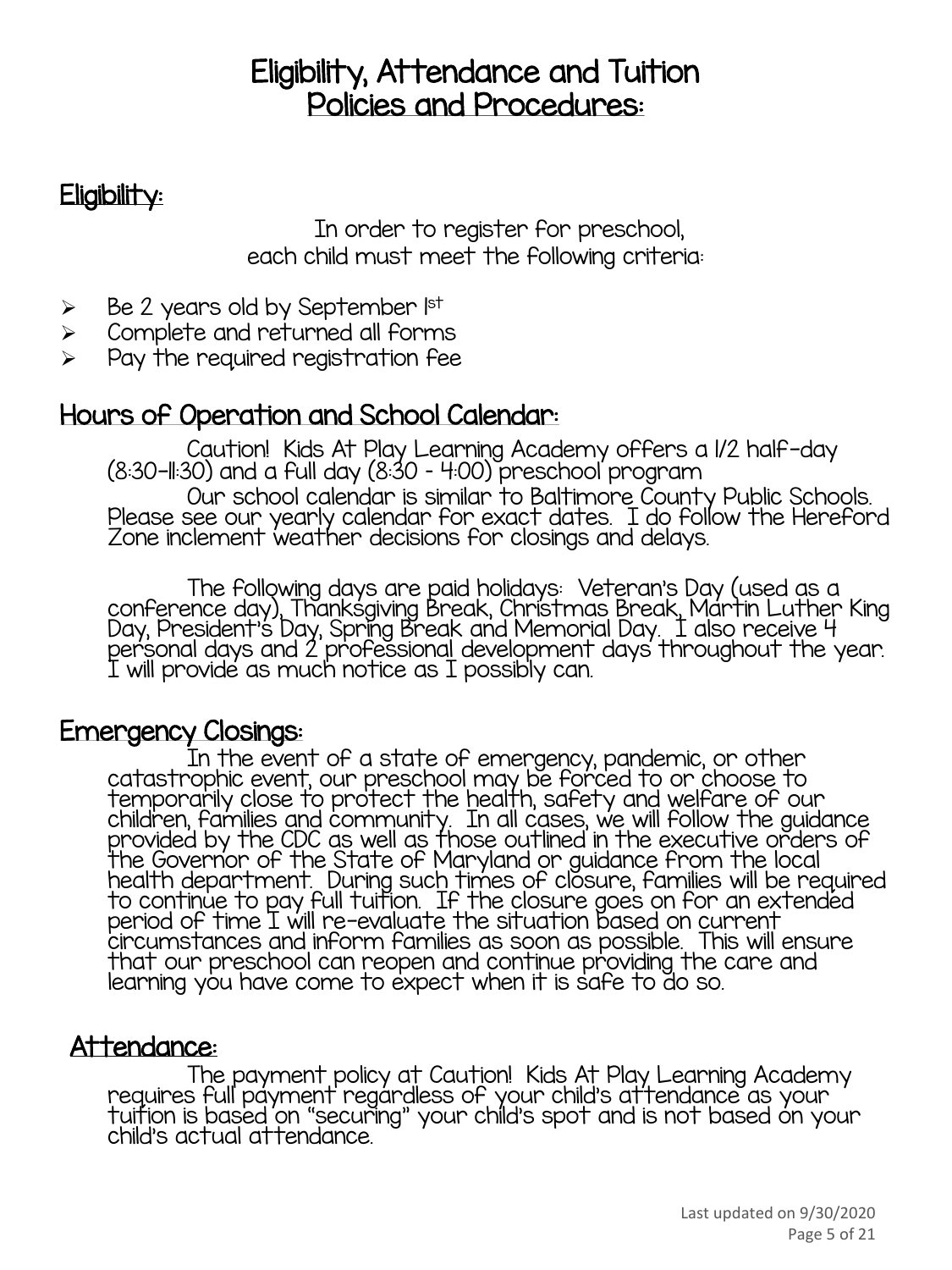# Eligibility, Attendance and Tuition Policies and Procedures:

## Eligibility:

In order to register for preschool, each child must meet the following criteria:

- Be 2 years old by September 1st
- Complete and returned all forms
- Pay the required registration fee

## Hours of Operation and School Calendar:

Caution! Kids At Play Learning Academy offers a 1/2 half-day (8:30-11:30) and a full day (8:30 - 4:00) preschool program

Our school calendar is similar to Baltimore County Public Schools. Please see our yearly calendar for exact dates. I do follow the Hereford Zone inclement weather decisions for closings and delays.

The following days are paid holidays: Veteran's Day (used as a conference day), Thanksgiving Break, Christmas Break, Martin Luther King Day, President's Day, Spring Break and Memorial Day. I also receive 4 personal days and 2 professional development days throughout the year. I will provide as much notice as I possibly can.

## Emergency Closings:

In the event of a state of emergency, pandemic, or other catastrophic event, our preschool may be forced to or choose to temporarily close to protect the health, safety and welfare of our children, families and community. In all cases, we will follow the guidance provided by the CDC as well as those outlined in the executive orders of the Governor of the State of Maryland or guidance from the local health department. During such times of closure, families will be required to continue to pay full tuition. If the closure goes on for an extended period of time I will re-evaluate the situation based on current circumstances and inform families as soon as possible. This will ensure that our preschool can reopen and continue providing the care and learning you have come to expect when it is safe to do so.

## Attendance:

The payment policy at Caution! Kids At Play Learning Academy requires full payment regardless of your child's attendance as your tuition is based on "securing" your child's spot and is not based on your child's actual attendance.

Last updated on 9/30/2020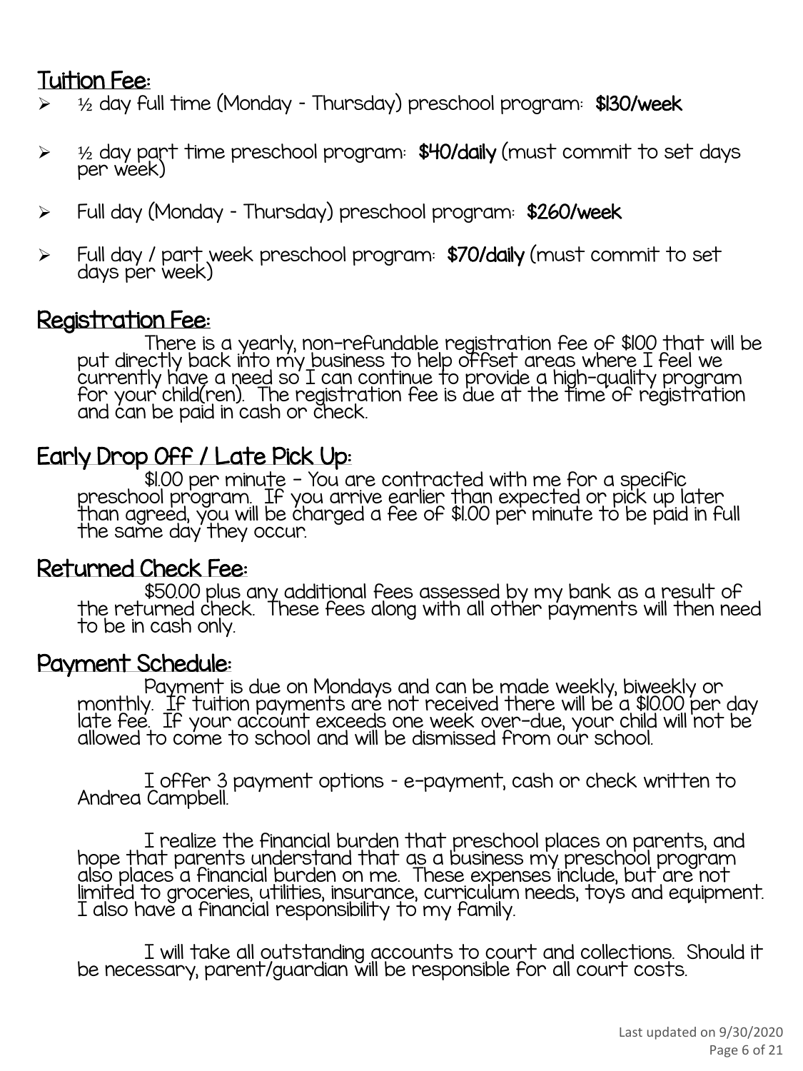## Tuition Fee:

- ½ day full time (Monday - Thursday) preschool program: **$130/week**
- ½ day part time preschool program: **$40/daily** (must commit to set days per week)
- Full day (Monday - Thursday) preschool program: **$260/week**
- Full day / part week preschool program: **$70/daily** (must commit to set days per week)

## Registration Fee:

There is a yearly, non-refundable registration fee of $100 that will be put directly back into my business to help offset areas where I feel we currently have a need so I can continue to provide a high-quality program for your child(ren). The registration fee is due at the time of registration and can be paid in cash or check.

## Early Drop Off / Late Pick Up:

$1.00 per minute – You are contracted with me for a specific preschool program. If you arrive earlier than expected or pick up later than agreed, you will be charged a fee of $1.00 per minute to be paid in full the same day they occur.

## Returned Check Fee:

$50.00 plus any additional fees assessed by my bank as a result of the returned check. These fees along with all other payments will then need to be in cash only.

## Payment Schedule:

Payment is due on Mondays and can be made weekly, biweekly or monthly. If tuition payments are not received there will be a $10.00 per day late fee. If your account exceeds one week over-due, your child will not be allowed to come to school and will be dismissed from our school.

I offer 3 payment options - e-payment, cash or check written to Andrea Campbell.

I realize the financial burden that preschool places on parents, and hope that parents understand that as a business my preschool program also places a financial burden on me. These expenses include, but are not limited to groceries, utilities, insurance, curriculum needs, toys and equipment. I also have a financial responsibility to my family.

I will take all outstanding accounts to court and collections. Should it be necessary, parent/guardian will be responsible for all court costs.

Last updated on 9/30/2020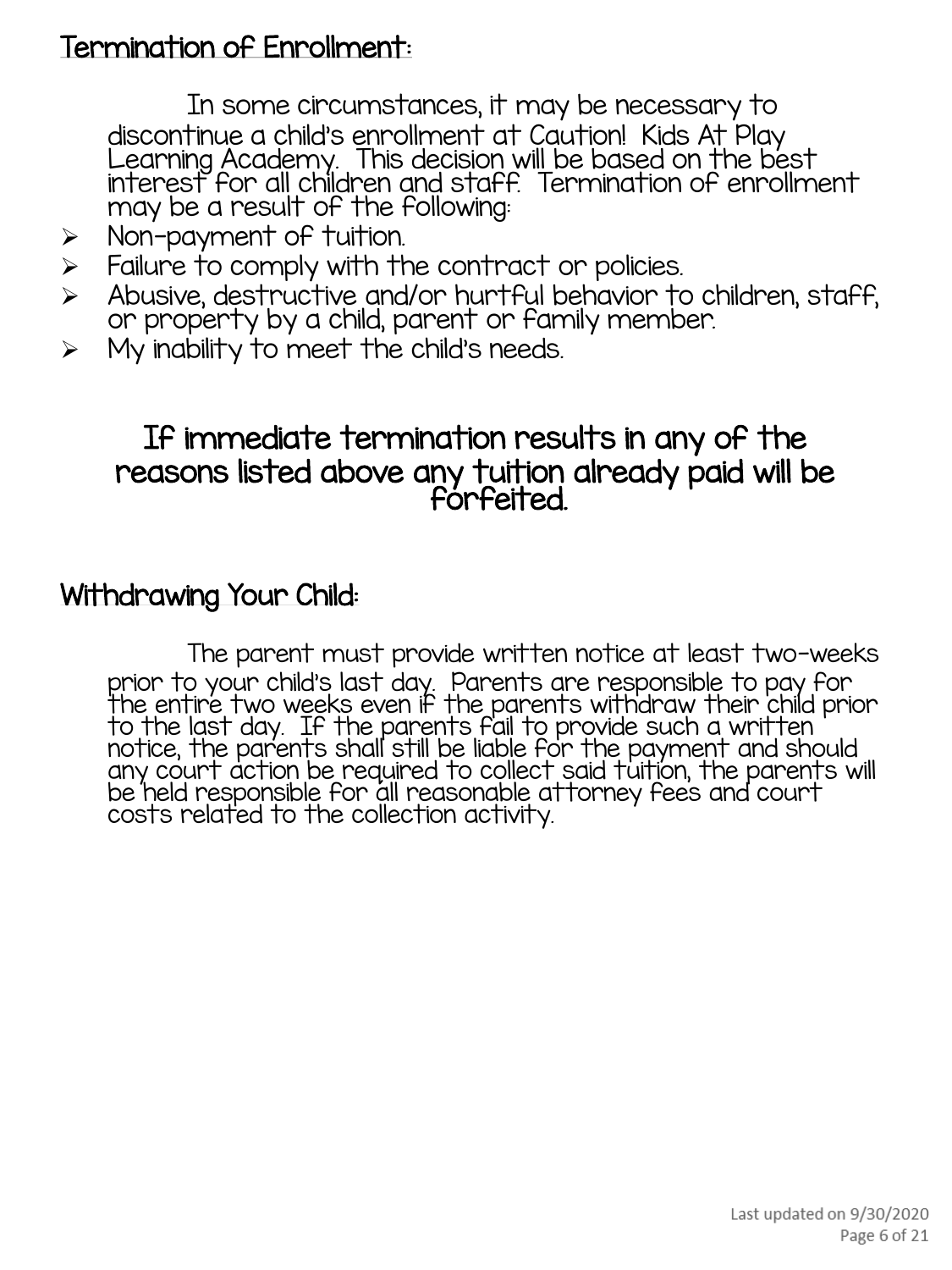## Termination of Enrollment:

In some circumstances, it may be necessary to discontinue a child's enrollment at Caution! Kids At Play Learning Academy. This decision will be based on the best interest for all children and staff. Termination of enrollment may be a result of the following:

- Non-payment of tuition.
- Failure to comply with the contract or policies.
- Abusive, destructive and/or hurtful behavior to children, staff, or property by a child, parent or family member.
- My inability to meet the child's needs.

**If immediate termination results in any of the reasons listed above any tuition already paid will be forfeited.**

## Withdrawing Your Child:

The parent must provide written notice at least two-weeks prior to your child's last day. Parents are responsible to pay for the entire two weeks even if the parents withdraw their child prior to the last day. If the parents fail to provide such a written notice, the parents shall still be liable for the payment and should any court action be required to collect said tuition, the parents will be held responsible for all reasonable attorney fees and court costs related to the collection activity.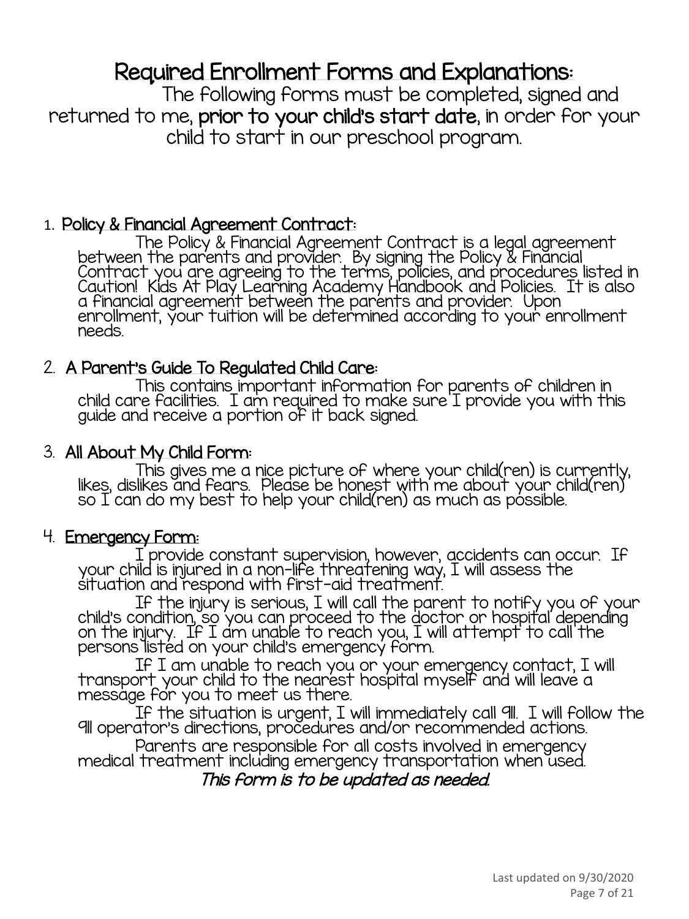# Required Enrollment Forms and Explanations:

The following forms must be completed, signed and returned to me, **prior to your child's start date**, in order for your child to start in our preschool program.

1. **Policy & Financial Agreement Contract:**

   The Policy & Financial Agreement Contract is a legal agreement between the parents and provider. By signing the Policy & Financial Contract you are agreeing to the terms, policies, and procedures listed in Caution! Kids At Play Learning Academy Handbook and Policies. It is also a financial agreement between the parents and provider. Upon enrollment, your tuition will be determined according to your enrollment needs.

2. **A Parent's Guide To Regulated Child Care:**

   This contains important information for parents of children in child care facilities. I am required to make sure I provide you with this guide and receive a portion of it back signed.

3. **All About My Child Form:**

   This gives me a nice picture of where your child(ren) is currently, likes, dislikes and fears. Please be honest with me about your child(ren) so I can do my best to help your child(ren) as much as possible.

4. **Emergency Form:**

   I provide constant supervision, however, accidents can occur. If your child is injured in a non-life threatening way, I will assess the situation and respond with first-aid treatment.

   If the injury is serious, I will call the parent to notify you of your child's condition, so you can proceed to the doctor or hospital depending on the injury. If I am unable to reach you, I will attempt to call the persons listed on your child's emergency form.

   If I am unable to reach you or your emergency contact, I will transport your child to the nearest hospital myself and will leave a message for you to meet us there.

   If the situation is urgent, I will immediately call 911. I will follow the 911 operator's directions, procedures and/or recommended actions.

   Parents are responsible for all costs involved in emergency medical treatment including emergency transportation when used.

   ***This form is to be updated as needed.***

Last updated on 9/30/2020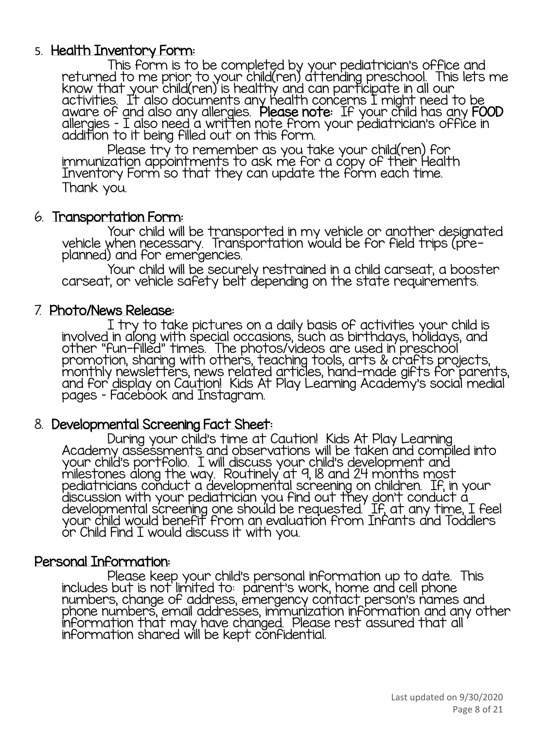5. **Health Inventory Form:**

This form is to be completed by your pediatrician's office and returned to me prior to your child(ren) attending preschool. This lets me know that your child(ren) is healthy and can participate in all our activities. It also documents any health concerns I might need to be aware of and also any allergies. **Please note:** If your child has any **FOOD** allergies - I also need a written note from your pediatrician's office in addition to it being filled out on this form.

Please try to remember as you take your child(ren) for immunization appointments to ask me for a copy of their Health Inventory Form so that they can update the form each time. Thank you.

6. **Transportation Form:**

Your child will be transported in my vehicle or another designated vehicle when necessary. Transportation would be for field trips (pre-planned) and for emergencies.

Your child will be securely restrained in a child carseat, a booster carseat, or vehicle safety belt depending on the state requirements.

7. **Photo/News Release:**

I try to take pictures on a daily basis of activities your child is involved in along with special occasions, such as birthdays, holidays, and other "fun-filled" times. The photos/videos are used in preschool promotion, sharing with others, teaching tools, arts & crafts projects, monthly newsletters, news related articles, hand-made gifts for parents, and for display on Caution! Kids At Play Learning Academy's social medial pages - Facebook and Instagram.

8. **Developmental Screening Fact Sheet:**

During your child's time at Caution! Kids At Play Learning Academy assessments and observations will be taken and compiled into your child's portfolio. I will discuss your child's development and milestones along the way. Routinely at 9, 18 and 24 months most pediatricians conduct a developmental screening on children. If, in your discussion with your pediatrician you find out they don't conduct a developmental screening one should be requested. If, at any time, I feel your child would benefit from an evaluation from Infants and Toddlers or Child Find I would discuss it with you.

**Personal Information:**

Please keep your child's personal information up to date. This includes but is not limited to: parent's work, home and cell phone numbers, change of address, emergency contact person's names and phone numbers, email addresses, immunization information and any other information that may have changed. Please rest assured that all information shared will be kept confidential.

Last updated on 9/30/2020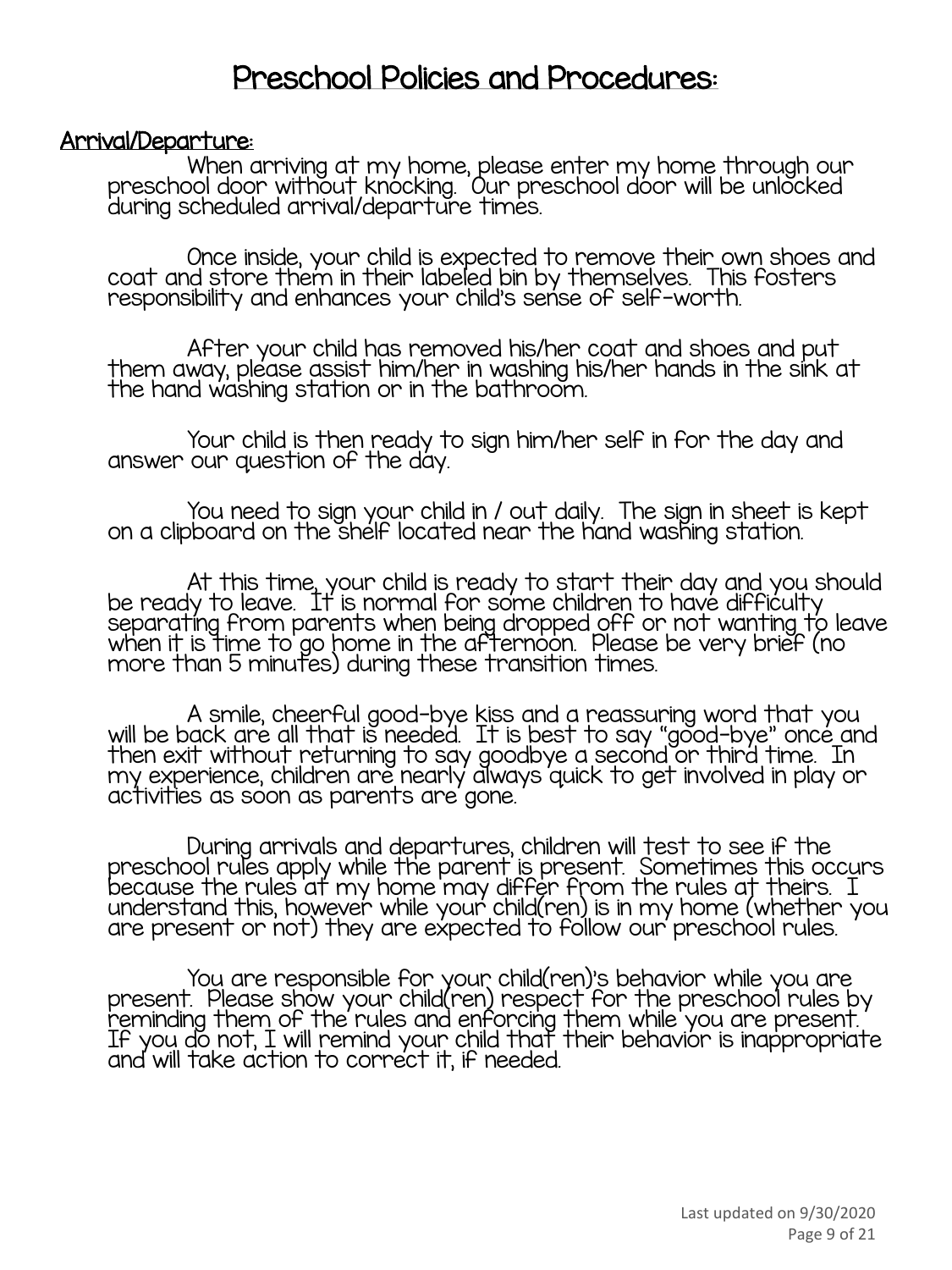# Preschool Policies and Procedures:

## Arrival/Departure:

When arriving at my home, please enter my home through our preschool door without knocking. Our preschool door will be unlocked during scheduled arrival/departure times.

Once inside, your child is expected to remove their own shoes and coat and store them in their labeled bin by themselves. This fosters responsibility and enhances your child's sense of self-worth.

After your child has removed his/her coat and shoes and put them away, please assist him/her in washing his/her hands in the sink at the hand washing station or in the bathroom.

Your child is then ready to sign him/her self in for the day and answer our question of the day.

You need to sign your child in / out daily. The sign in sheet is kept on a clipboard on the shelf located near the hand washing station.

At this time, your child is ready to start their day and you should be ready to leave. It is normal for some children to have difficulty separating from parents when being dropped off or not wanting to leave when it is time to go home in the afternoon. Please be very brief (no more than 5 minutes) during these transition times.

A smile, cheerful good-bye kiss and a reassuring word that you will be back are all that is needed. It is best to say "good-bye" once and then exit without returning to say goodbye a second or third time. In my experience, children are nearly always quick to get involved in play or activities as soon as parents are gone.

During arrivals and departures, children will test to see if the preschool rules apply while the parent is present. Sometimes this occurs because the rules at my home may differ from the rules at theirs. I understand this, however while your child(ren) is in my home (whether you are present or not) they are expected to follow our preschool rules.

You are responsible for your child(ren)'s behavior while you are present. Please show your child(ren) respect for the preschool rules by reminding them of the rules and enforcing them while you are present. If you do not, I will remind your child that their behavior is inappropriate and will take action to correct it, if needed.

Last updated on 9/30/2020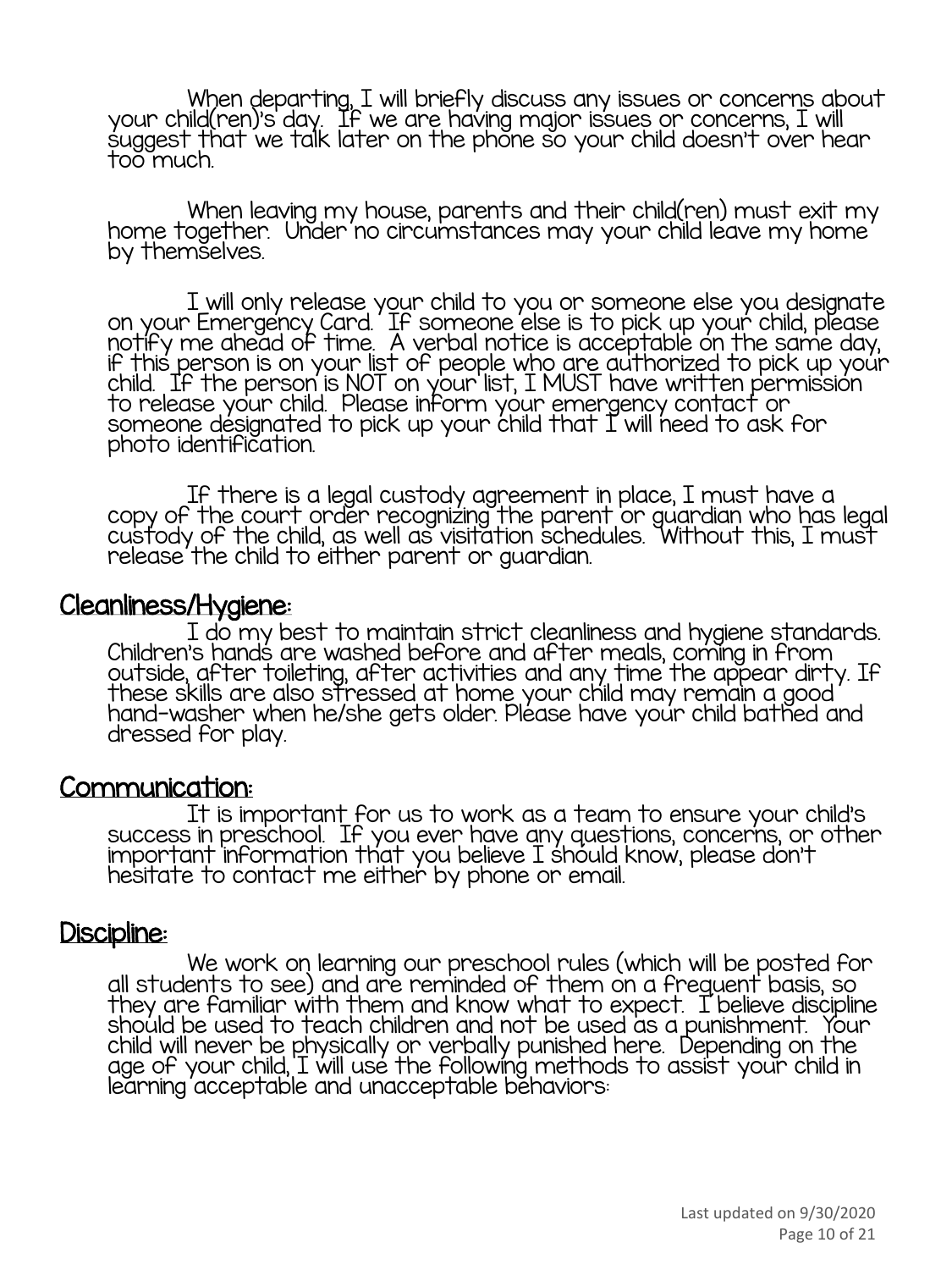When departing, I will briefly discuss any issues or concerns about your child(ren)'s day. If we are having major issues or concerns, I will suggest that we talk later on the phone so your child doesn't over hear too much.

When leaving my house, parents and their child(ren) must exit my home together. Under no circumstances may your child leave my home by themselves.

I will only release your child to you or someone else you designate on your Emergency Card. If someone else is to pick up your child, please notify me ahead of time. A verbal notice is acceptable on the same day, if this person is on your list of people who are authorized to pick up your child. If the person is NOT on your list, I MUST have written permission to release your child. Please inform your emergency contact or someone designated to pick up your child that I will need to ask for photo identification.

If there is a legal custody agreement in place, I must have a copy of the court order recognizing the parent or guardian who has legal custody of the child, as well as visitation schedules. Without this, I must release the child to either parent or guardian.

## Cleanliness/Hygiene:

I do my best to maintain strict cleanliness and hygiene standards. Children's hands are washed before and after meals, coming in from outside, after toileting, after activities and any time the appear dirty. If these skills are also stressed at home your child may remain a good hand-washer when he/she gets older. Please have your child bathed and dressed for play.

## Communication:

It is important for us to work as a team to ensure your child's success in preschool. If you ever have any questions, concerns, or other important information that you believe I should know, please don't hesitate to contact me either by phone or email.

## Discipline:

We work on learning our preschool rules (which will be posted for all students to see) and are reminded of them on a frequent basis, so they are familiar with them and know what to expect. I believe discipline should be used to teach children and not be used as a punishment. Your child will never be physically or verbally punished here. Depending on the age of your child, I will use the following methods to assist your child in learning acceptable and unacceptable behaviors:

Last updated on 9/30/2020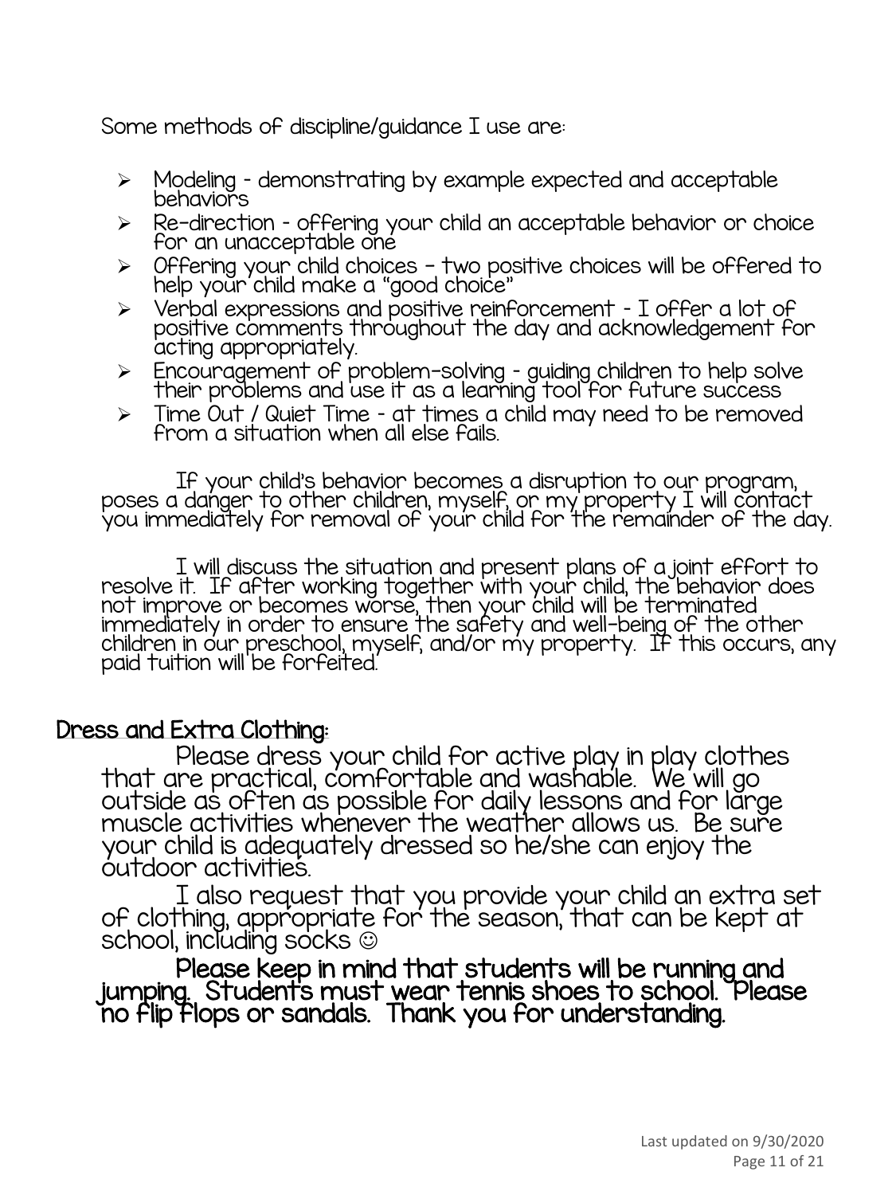Some methods of discipline/guidance I use are:

- Modeling - demonstrating by example expected and acceptable behaviors
- Re-direction - offering your child an acceptable behavior or choice for an unacceptable one
- Offering your child choices – two positive choices will be offered to help your child make a "good choice"
- Verbal expressions and positive reinforcement - I offer a lot of positive comments throughout the day and acknowledgement for acting appropriately.
- Encouragement of problem-solving - guiding children to help solve their problems and use it as a learning tool for future success
- Time Out / Quiet Time - at times a child may need to be removed from a situation when all else fails.

If your child's behavior becomes a disruption to our program, poses a danger to other children, myself, or my property I will contact you immediately for removal of your child for the remainder of the day.

I will discuss the situation and present plans of a joint effort to resolve it. If after working together with your child, the behavior does not improve or becomes worse, then your child will be terminated immediately in order to ensure the safety and well-being of the other children in our preschool, myself, and/or my property. If this occurs, any paid tuition will be forfeited.

## Dress and Extra Clothing:

Please dress your child for active play in play clothes that are practical, comfortable and washable. We will go outside as often as possible for daily lessons and for large muscle activities whenever the weather allows us. Be sure your child is adequately dressed so he/she can enjoy the outdoor activities.

I also request that you provide your child an extra set of clothing, appropriate for the season, that can be kept at school, including socks ☺

**Please keep in mind that students will be running and jumping. Students must wear tennis shoes to school. Please no flip flops or sandals. Thank you for understanding.**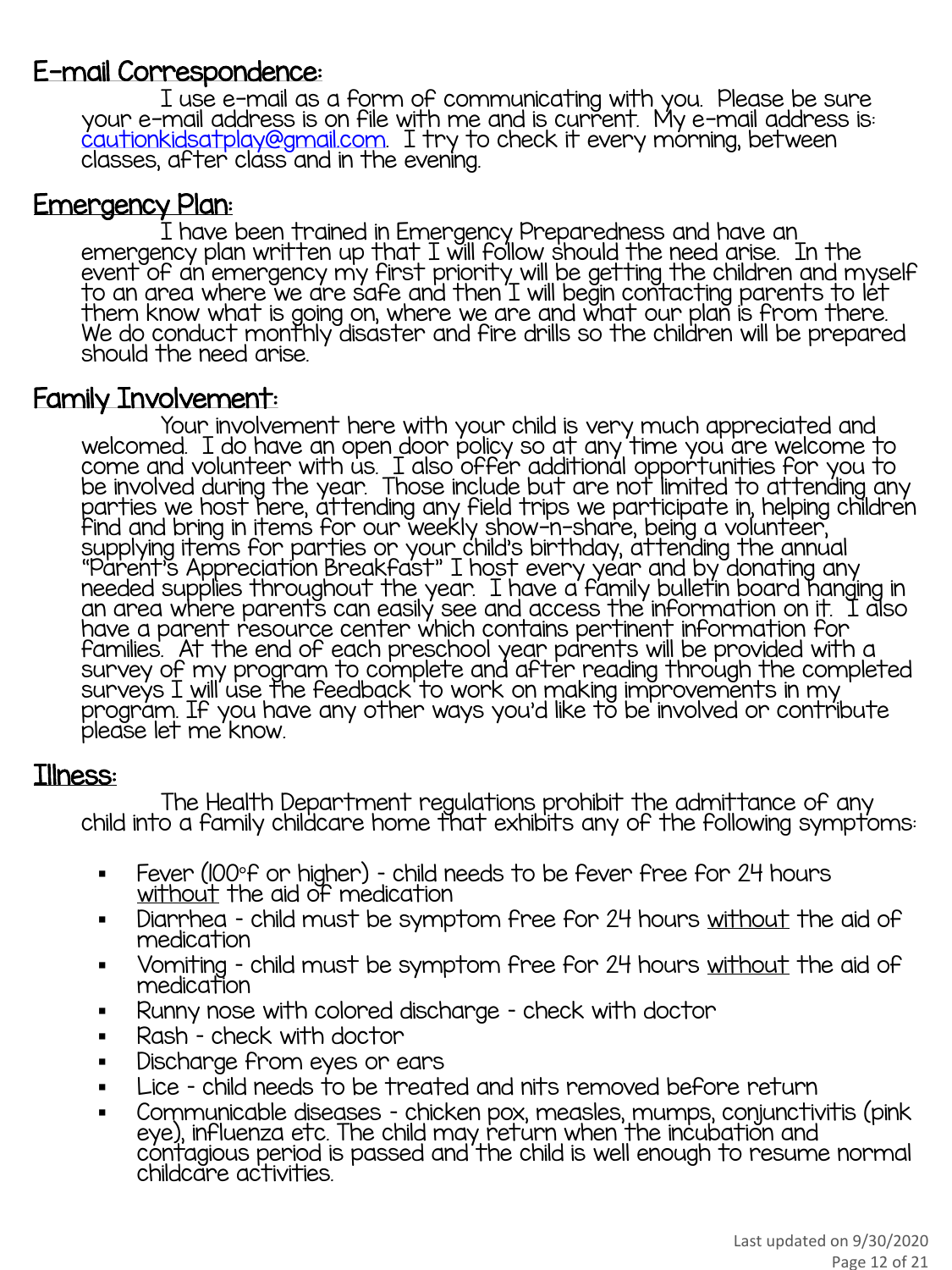## E-mail Correspondence:

I use e-mail as a form of communicating with you. Please be sure your e-mail address is on file with me and is current. My e-mail address is: cautionkidsatplay@gmail.com. I try to check it every morning, between classes, after class and in the evening.

## Emergency Plan:

I have been trained in Emergency Preparedness and have an emergency plan written up that I will follow should the need arise. In the event of an emergency my first priority will be getting the children and myself to an area where we are safe and then I will begin contacting parents to let them know what is going on, where we are and what our plan is from there. We do conduct monthly disaster and fire drills so the children will be prepared should the need arise.

## Family Involvement:

Your involvement here with your child is very much appreciated and welcomed. I do have an open door policy so at any time you are welcome to come and volunteer with us. I also offer additional opportunities for you to be involved during the year. Those include but are not limited to attending any parties we host here, attending any field trips we participate in, helping children find and bring in items for our weekly show-n-share, being a volunteer, supplying items for parties or your child's birthday, attending the annual "Parent's Appreciation Breakfast" I host every year and by donating any needed supplies throughout the year. I have a family bulletin board hanging in an area where parents can easily see and access the information on it. I also have a parent resource center which contains pertinent information for families. At the end of each preschool year parents will be provided with a survey of my program to complete and after reading through the completed surveys I will use the feedback to work on making improvements in my program. If you have any other ways you'd like to be involved or contribute please let me know.

## Illness:

The Health Department regulations prohibit the admittance of any child into a family childcare home that exhibits any of the following symptoms:

- Fever (100°f or higher) - child needs to be fever free for 24 hours <u>without</u> the aid of medication
- Diarrhea - child must be symptom free for 24 hours <u>without</u> the aid of medication
- Vomiting - child must be symptom free for 24 hours <u>without</u> the aid of medication
- Runny nose with colored discharge - check with doctor
- Rash - check with doctor
- Discharge from eyes or ears
- Lice - child needs to be treated and nits removed before return
- Communicable diseases - chicken pox, measles, mumps, conjunctivitis (pink eye), influenza etc. The child may return when the incubation and contagious period is passed and the child is well enough to resume normal childcare activities.

Last updated on 9/30/2020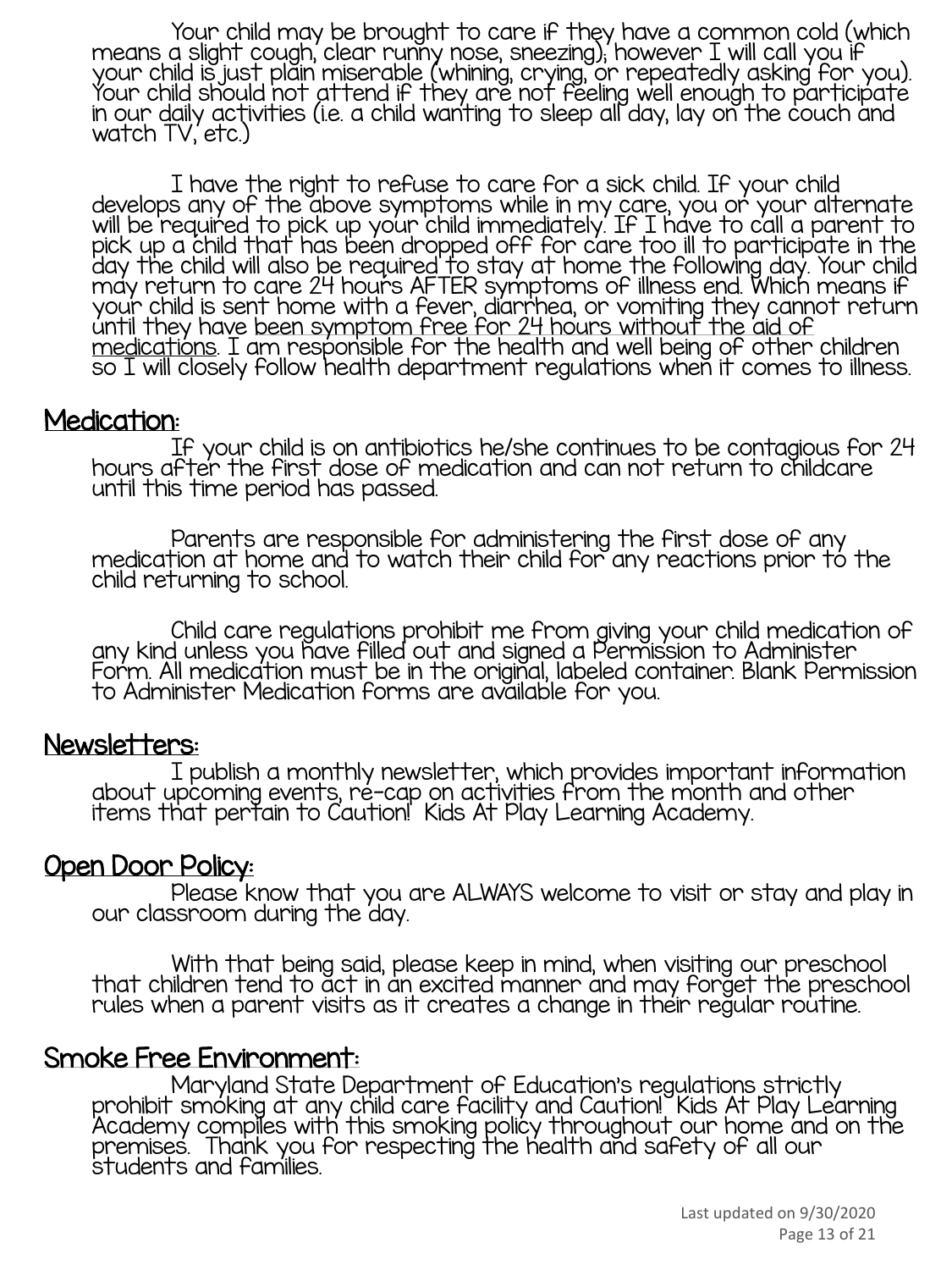Your child may be brought to care if they have a common cold (which means a slight cough, clear runny nose, sneezing); however I will call you if your child is just plain miserable (whining, crying, or repeatedly asking for you). Your child should not attend if they are not feeling well enough to participate in our daily activities (i.e. a child wanting to sleep all day, lay on the couch and watch TV, etc.)

I have the right to refuse to care for a sick child. If your child develops any of the above symptoms while in my care, you or your alternate will be required to pick up your child immediately. If I have to call a parent to pick up a child that has been dropped off for care too ill to participate in the day the child will also be required to stay at home the following day. Your child may return to care 24 hours AFTER symptoms of illness end. Which means if your child is sent home with a fever, diarrhea, or vomiting they cannot return until they have <u>been symptom free for 24 hours without the aid of medications</u>. I am responsible for the health and well being of other children so I will closely follow health department regulations when it comes to illness.

## Medication:

If your child is on antibiotics he/she continues to be contagious for 24 hours after the first dose of medication and can not return to childcare until this time period has passed.

Parents are responsible for administering the first dose of any medication at home and to watch their child for any reactions prior to the child returning to school.

Child care regulations prohibit me from giving your child medication of any kind unless you have filled out and signed a Permission to Administer Form. All medication must be in the original, labeled container. Blank Permission to Administer Medication forms are available for you.

## Newsletters:

I publish a monthly newsletter, which provides important information about upcoming events, re-cap on activities from the month and other items that pertain to Caution! Kids At Play Learning Academy.

## Open Door Policy:

Please know that you are ALWAYS welcome to visit or stay and play in our classroom during the day.

With that being said, please keep in mind, when visiting our preschool that children tend to act in an excited manner and may forget the preschool rules when a parent visits as it creates a change in their regular routine.

## Smoke Free Environment:

Maryland State Department of Education's regulations strictly prohibit smoking at any child care facility and Caution! Kids At Play Learning Academy compiles with this smoking policy throughout our home and on the premises. Thank you for respecting the health and safety of all our students and families.

Last updated on 9/30/2020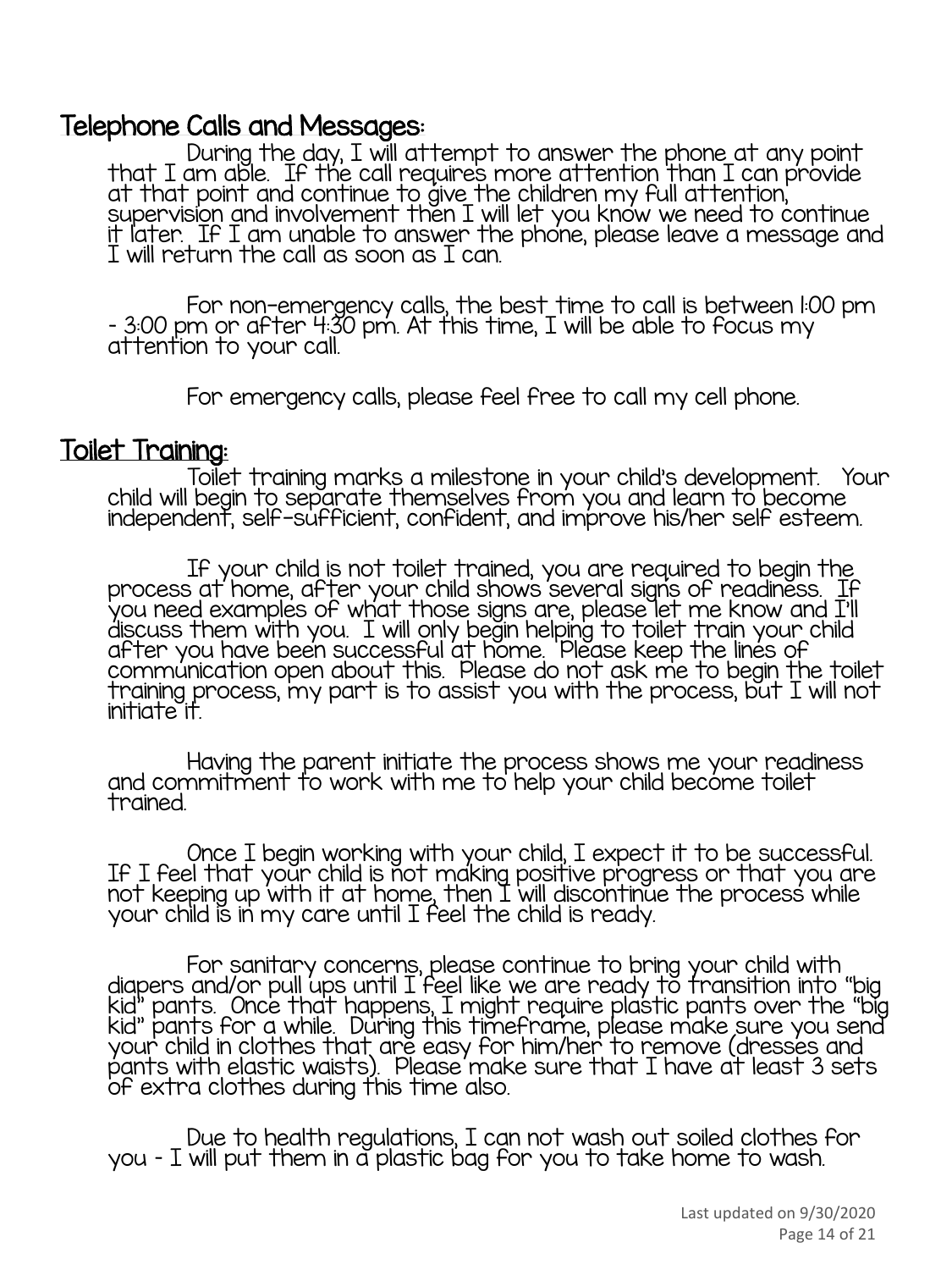## Telephone Calls and Messages:

During the day, I will attempt to answer the phone at any point that I am able. If the call requires more attention than I can provide at that point and continue to give the children my full attention, supervision and involvement then I will let you know we need to continue it later. If I am unable to answer the phone, please leave a message and I will return the call as soon as I can.

For non-emergency calls, the best time to call is between 1:00 pm - 3:00 pm or after 4:30 pm. At this time, I will be able to focus my attention to your call.

For emergency calls, please feel free to call my cell phone.

## Toilet Training:

Toilet training marks a milestone in your child's development. Your child will begin to separate themselves from you and learn to become independent, self-sufficient, confident, and improve his/her self esteem.

If your child is not toilet trained, you are required to begin the process at home, after your child shows several signs of readiness. If you need examples of what those signs are, please let me know and I'll discuss them with you. I will only begin helping to toilet train your child after you have been successful at home. Please keep the lines of communication open about this. Please do not ask me to begin the toilet training process, my part is to assist you with the process, but I will not initiate it.

Having the parent initiate the process shows me your readiness and commitment to work with me to help your child become toilet trained.

Once I begin working with your child, I expect it to be successful. If I feel that your child is not making positive progress or that you are not keeping up with it at home, then I will discontinue the process while your child is in my care until I feel the child is ready.

For sanitary concerns, please continue to bring your child with diapers and/or pull ups until I feel like we are ready to transition into "big kid" pants. Once that happens, I might require plastic pants over the "big kid" pants for a while. During this timeframe, please make sure you send your child in clothes that are easy for him/her to remove (dresses and pants with elastic waists). Please make sure that I have at least 3 sets of extra clothes during this time also.

Due to health regulations, I can not wash out soiled clothes for you - I will put them in a plastic bag for you to take home to wash.

Last updated on 9/30/2020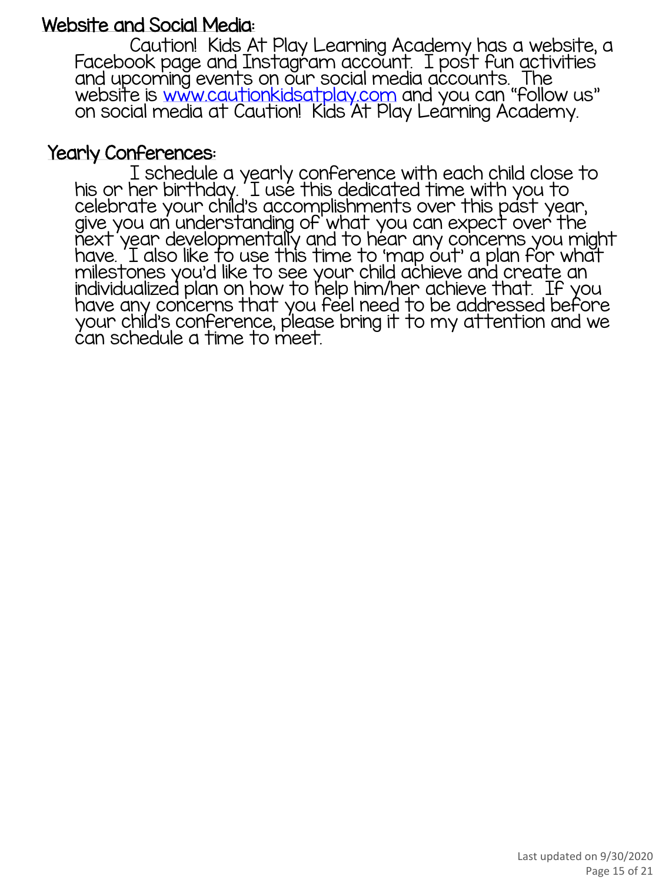## Website and Social Media:

Caution! Kids At Play Learning Academy has a website, a Facebook page and Instagram account. I post fun activities and upcoming events on our social media accounts. The website is www.cautionkidsatplay.com and you can "follow us" on social media at Caution! Kids At Play Learning Academy.

## Yearly Conferences:

I schedule a yearly conference with each child close to his or her birthday. I use this dedicated time with you to celebrate your child's accomplishments over this past year, give you an understanding of what you can expect over the next year developmentally and to hear any concerns you might have. I also like to use this time to 'map out' a plan for what milestones you'd like to see your child achieve and create an individualized plan on how to help him/her achieve that. If you have any concerns that you feel need to be addressed before your child's conference, please bring it to my attention and we can schedule a time to meet.

Last updated on 9/30/2020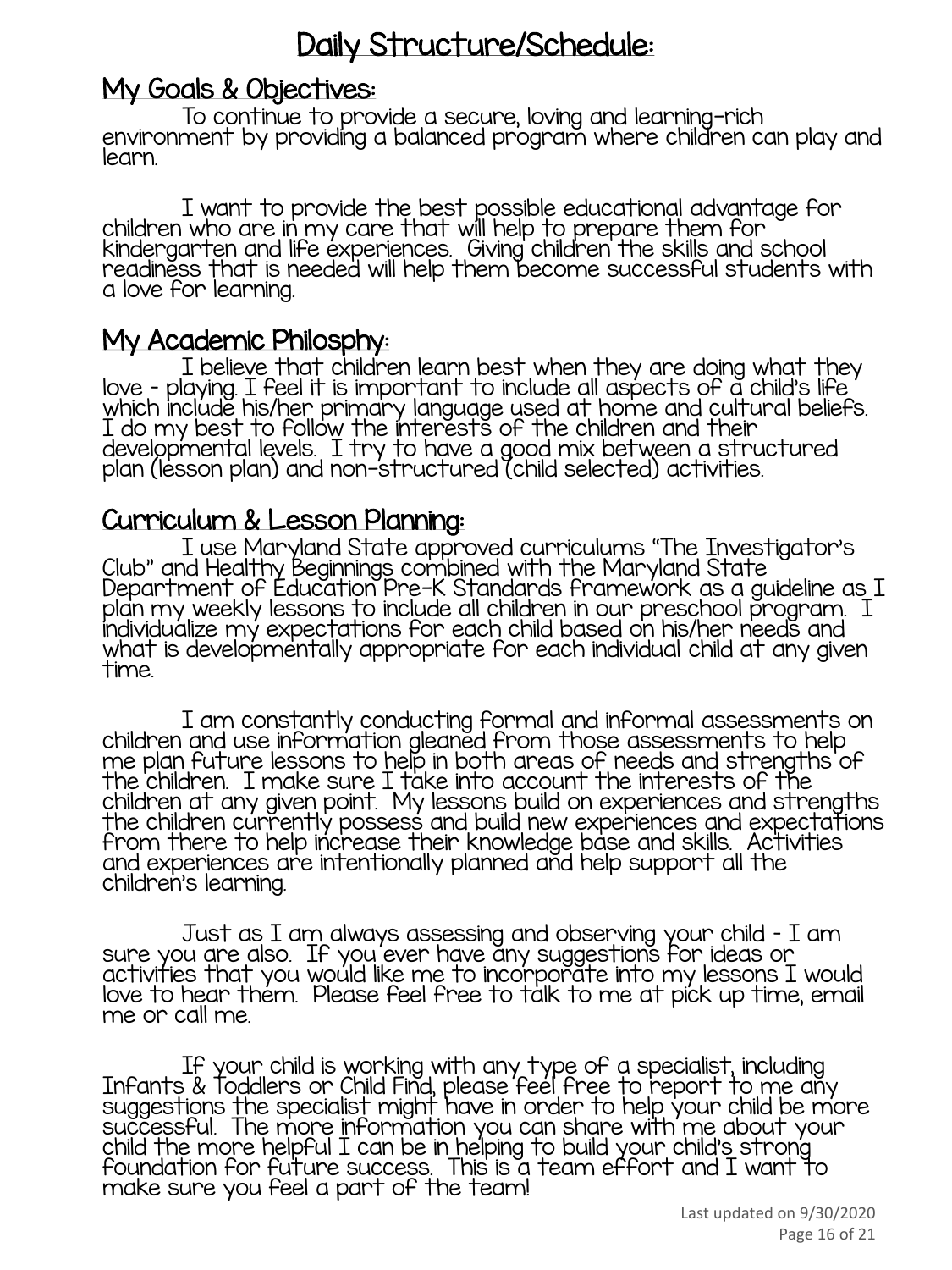# Daily Structure/Schedule:

## My Goals & Objectives:

To continue to provide a secure, loving and learning-rich environment by providing a balanced program where children can play and learn.

I want to provide the best possible educational advantage for children who are in my care that will help to prepare them for kindergarten and life experiences. Giving children the skills and school readiness that is needed will help them become successful students with a love for learning.

## My Academic Philosphy:

I believe that children learn best when they are doing what they love - playing. I feel it is important to include all aspects of a child's life which include his/her primary language used at home and cultural beliefs. I do my best to follow the interests of the children and their developmental levels. I try to have a good mix between a structured plan (lesson plan) and non-structured (child selected) activities.

## Curriculum & Lesson Planning:

I use Maryland State approved curriculums "The Investigator's Club" and Healthy Beginnings combined with the Maryland State Department of Education Pre-K Standards framework as a guideline as I plan my weekly lessons to include all children in our preschool program. I individualize my expectations for each child based on his/her needs and what is developmentally appropriate for each individual child at any given time.

I am constantly conducting formal and informal assessments on children and use information gleaned from those assessments to help me plan future lessons to help in both areas of needs and strengths of the children. I make sure I take into account the interests of the children at any given point. My lessons build on experiences and strengths the children currently possess and build new experiences and expectations from there to help increase their knowledge base and skills. Activities and experiences are intentionally planned and help support all the children's learning.

Just as I am always assessing and observing your child - I am sure you are also. If you ever have any suggestions for ideas or activities that you would like me to incorporate into my lessons I would love to hear them. Please feel free to talk to me at pick up time, email me or call me.

If your child is working with any type of a specialist, including Infants & Toddlers or Child Find, please feel free to report to me any suggestions the specialist might have in order to help your child be more successful. The more information you can share with me about your child the more helpful I can be in helping to build your child's strong foundation for future success. This is a team effort and I want to make sure you feel a part of the team!

Last updated on 9/30/2020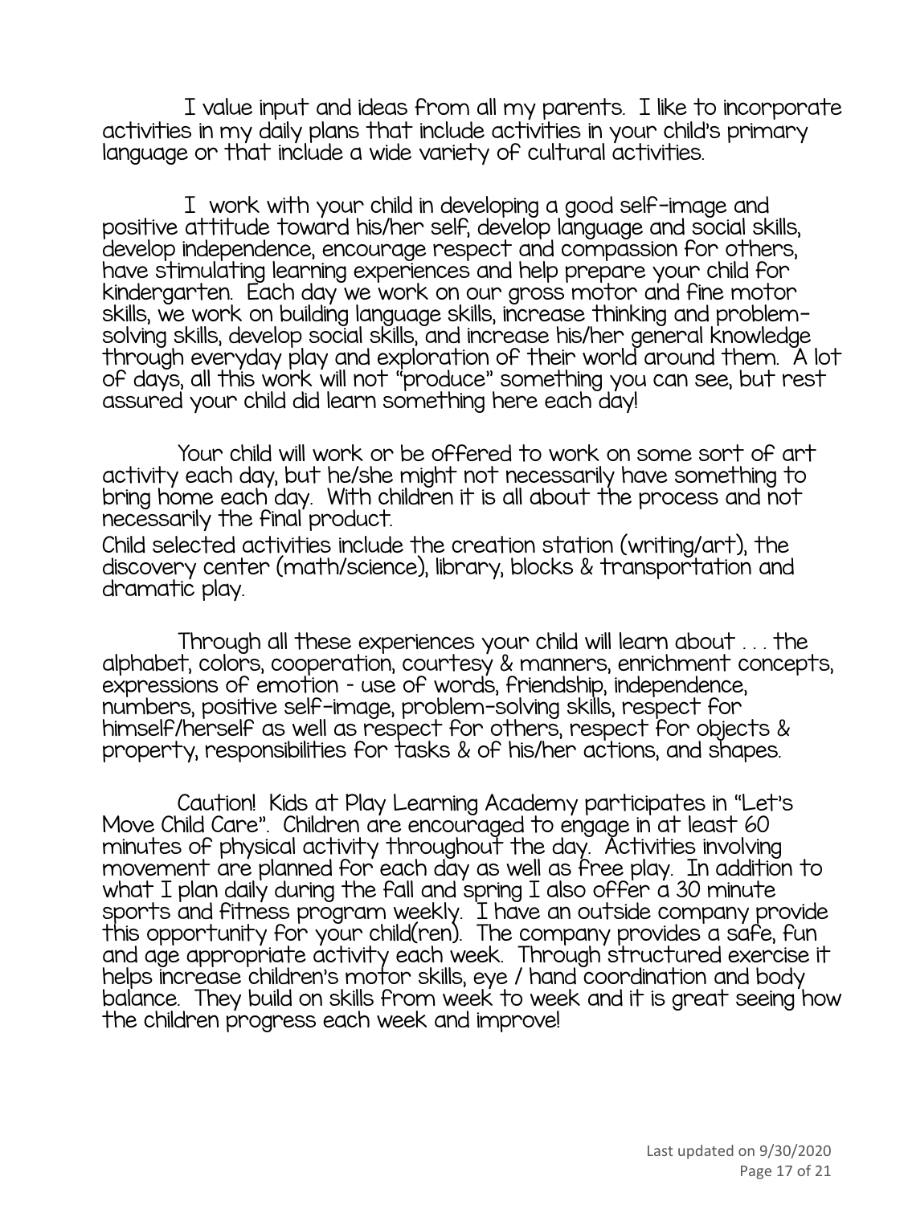I value input and ideas from all my parents. I like to incorporate activities in my daily plans that include activities in your child's primary language or that include a wide variety of cultural activities.

I work with your child in developing a good self-image and positive attitude toward his/her self, develop language and social skills, develop independence, encourage respect and compassion for others, have stimulating learning experiences and help prepare your child for kindergarten. Each day we work on our gross motor and fine motor skills, we work on building language skills, increase thinking and problem-solving skills, develop social skills, and increase his/her general knowledge through everyday play and exploration of their world around them. A lot of days, all this work will not "produce" something you can see, but rest assured your child did learn something here each day!

Your child will work or be offered to work on some sort of art activity each day, but he/she might not necessarily have something to bring home each day. With children it is all about the process and not necessarily the final product.

Child selected activities include the creation station (writing/art), the discovery center (math/science), library, blocks & transportation and dramatic play.

Through all these experiences your child will learn about . . . the alphabet, colors, cooperation, courtesy & manners, enrichment concepts, expressions of emotion - use of words, friendship, independence, numbers, positive self-image, problem-solving skills, respect for himself/herself as well as respect for others, respect for objects & property, responsibilities for tasks & of his/her actions, and shapes.

Caution! Kids at Play Learning Academy participates in "Let's Move Child Care". Children are encouraged to engage in at least 60 minutes of physical activity throughout the day. Activities involving movement are planned for each day as well as free play. In addition to what I plan daily during the fall and spring I also offer a 30 minute sports and fitness program weekly. I have an outside company provide this opportunity for your child(ren). The company provides a safe, fun and age appropriate activity each week. Through structured exercise it helps increase children's motor skills, eye / hand coordination and body balance. They build on skills from week to week and it is great seeing how the children progress each week and improve!

Last updated on 9/30/2020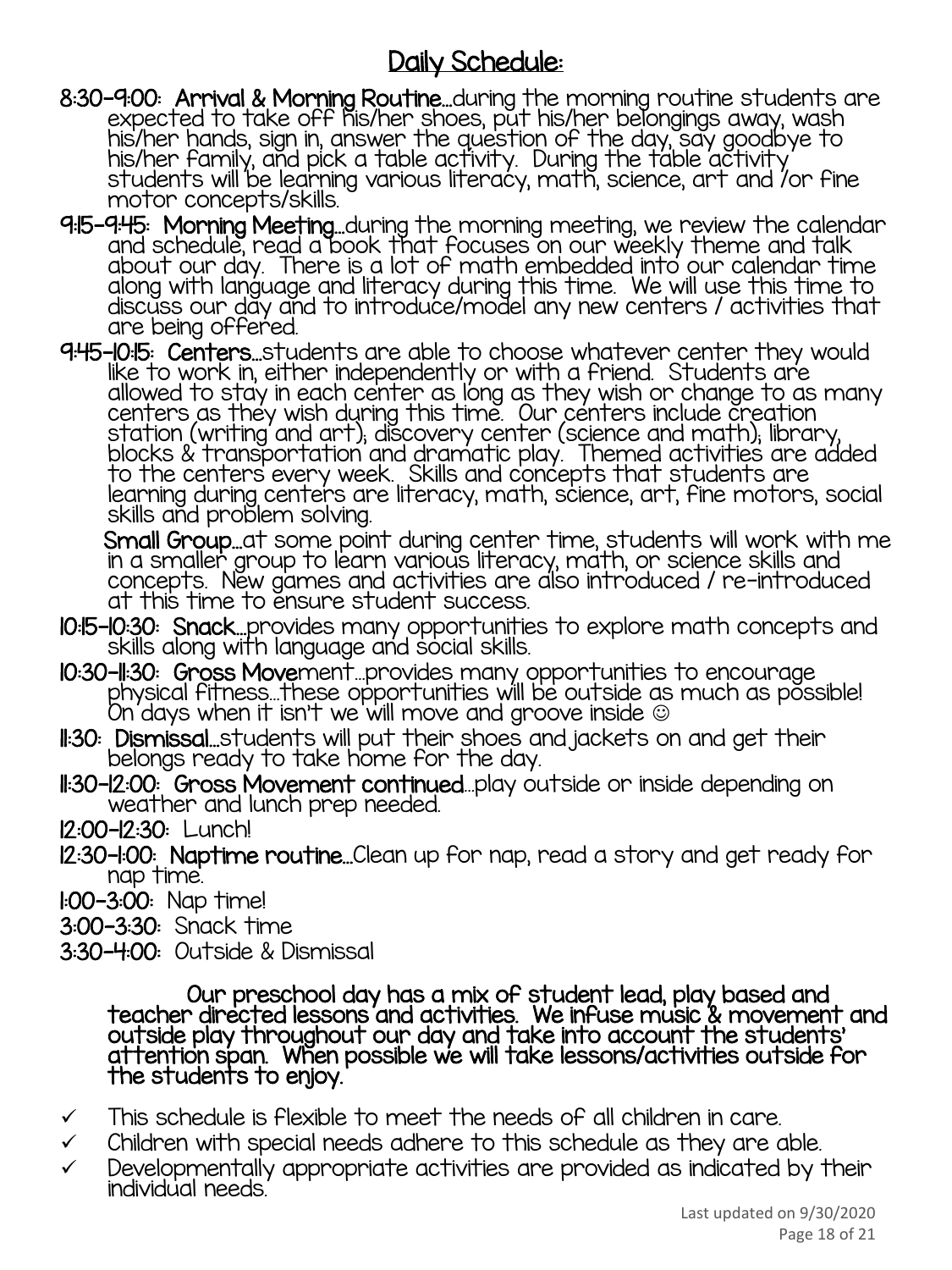## Daily Schedule:

**8:30-9:00: Arrival & Morning Routine**…during the morning routine students are expected to take off his/her shoes, put his/her belongings away, wash his/her hands, sign in, answer the question of the day, say goodbye to his/her family, and pick a table activity. During the table activity students will be learning various literacy, math, science, art and /or fine motor concepts/skills.

**9:15-9:45: Morning Meeting**…during the morning meeting, we review the calendar and schedule, read a book that focuses on our weekly theme and talk about our day. There is a lot of math embedded into our calendar time along with language and literacy during this time. We will use this time to discuss our day and to introduce/model any new centers / activities that are being offered.

**9:45-10:15: Centers**…students are able to choose whatever center they would like to work in, either independently or with a friend. Students are allowed to stay in each center as long as they wish or change to as many centers as they wish during this time. Our centers include creation station (writing and art); discovery center (science and math); library, blocks & transportation and dramatic play. Themed activities are added to the centers every week. Skills and concepts that students are learning during centers are literacy, math, science, art, fine motors, social skills and problem solving.

**Small Group**…at some point during center time, students will work with me in a smaller group to learn various literacy, math, or science skills and concepts. New games and activities are also introduced / re-introduced at this time to ensure student success.

**10:15-10:30: Snack**…provides many opportunities to explore math concepts and skills along with language and social skills.

**10:30-11:30: Gross Move**ment…provides many opportunities to encourage physical fitness…these opportunities will be outside as much as possible! On days when it isn't we will move and groove inside ☺

**11:30: Dismissal**…students will put their shoes and jackets on and get their belongs ready to take home for the day.

**11:30-12:00: Gross Movement continued**…play outside or inside depending on weather and lunch prep needed.

**12:00-12:30:** Lunch!

**12:30-1:00: Naptime routine**…Clean up for nap, read a story and get ready for nap time.

**1:00-3:00:** Nap time!

**3:00-3:30:** Snack time

**3:30-4:00:** Outside & Dismissal

**Our preschool day has a mix of student lead, play based and teacher directed lessons and activities. We infuse music & movement and outside play throughout our day and take into account the students' attention span. When possible we will take lessons/activities outside for the students to enjoy.**

- ✓ This schedule is flexible to meet the needs of all children in care.
- ✓ Children with special needs adhere to this schedule as they are able.
- ✓ Developmentally appropriate activities are provided as indicated by their individual needs.

Last updated on 9/30/2020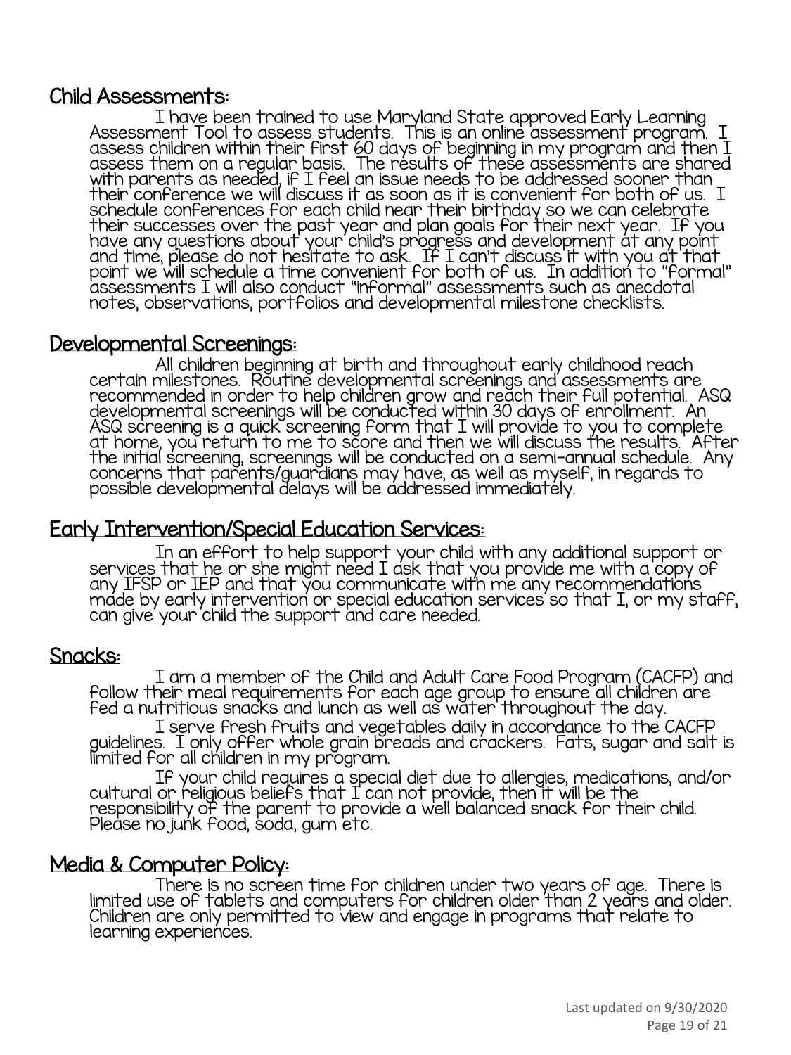## Child Assessments:

I have been trained to use Maryland State approved Early Learning Assessment Tool to assess students. This is an online assessment program. I assess children within their first 60 days of beginning in my program and then I assess them on a regular basis. The results of these assessments are shared with parents as needed, if I feel an issue needs to be addressed sooner than their conference we will discuss it as soon as it is convenient for both of us. I schedule conferences for each child near their birthday so we can celebrate their successes over the past year and plan goals for their next year. If you have any questions about your child's progress and development at any point and time, please do not hesitate to ask. If I can't discuss it with you at that point we will schedule a time convenient for both of us. In addition to "formal" assessments I will also conduct "informal" assessments such as anecdotal notes, observations, portfolios and developmental milestone checklists.

## Developmental Screenings:

All children beginning at birth and throughout early childhood reach certain milestones. Routine developmental screenings and assessments are recommended in order to help children grow and reach their full potential. ASQ developmental screenings will be conducted within 30 days of enrollment. An ASQ screening is a quick screening form that I will provide to you to complete at home, you return to me to score and then we will discuss the results. After the initial screening, screenings will be conducted on a semi-annual schedule. Any concerns that parents/guardians may have, as well as myself, in regards to possible developmental delays will be addressed immediately.

## Early Intervention/Special Education Services:

In an effort to help support your child with any additional support or services that he or she might need I ask that you provide me with a copy of any IFSP or IEP and that you communicate with me any recommendations made by early intervention or special education services so that I, or my staff, can give your child the support and care needed.

## Snacks:

I am a member of the Child and Adult Care Food Program (CACFP) and follow their meal requirements for each age group to ensure all children are fed a nutritious snacks and lunch as well as water throughout the day.

I serve fresh fruits and vegetables daily in accordance to the CACFP guidelines. I only offer whole grain breads and crackers. Fats, sugar and salt is limited for all children in my program.

If your child requires a special diet due to allergies, medications, and/or cultural or religious beliefs that I can not provide, then it will be the responsibility of the parent to provide a well balanced snack for their child. Please no junk food, soda, gum etc.

## Media & Computer Policy:

There is no screen time for children under two years of age. There is limited use of tablets and computers for children older than 2 years and older. Children are only permitted to view and engage in programs that relate to learning experiences.

Last updated on 9/30/2020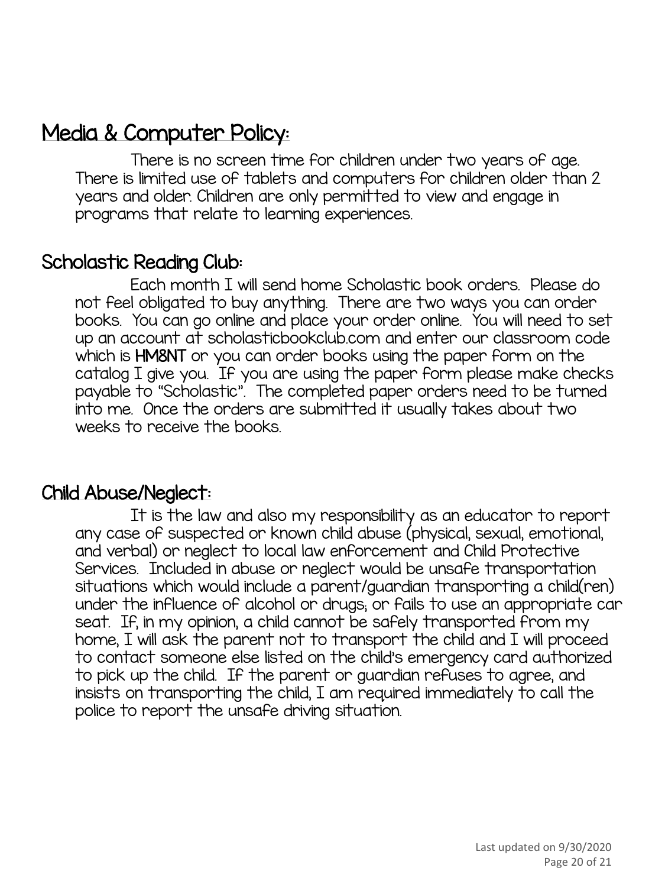## Media & Computer Policy:

There is no screen time for children under two years of age. There is limited use of tablets and computers for children older than 2 years and older. Children are only permitted to view and engage in programs that relate to learning experiences.

## Scholastic Reading Club:

Each month I will send home Scholastic book orders. Please do not feel obligated to buy anything. There are two ways you can order books. You can go online and place your order online. You will need to set up an account at scholasticbookclub.com and enter our classroom code which is **HM8NT** or you can order books using the paper form on the catalog I give you. If you are using the paper form please make checks payable to "Scholastic". The completed paper orders need to be turned into me. Once the orders are submitted it usually takes about two weeks to receive the books.

## Child Abuse/Neglect:

It is the law and also my responsibility as an educator to report any case of suspected or known child abuse (physical, sexual, emotional, and verbal) or neglect to local law enforcement and Child Protective Services. Included in abuse or neglect would be unsafe transportation situations which would include a parent/guardian transporting a child(ren) under the influence of alcohol or drugs; or fails to use an appropriate car seat. If, in my opinion, a child cannot be safely transported from my home, I will ask the parent not to transport the child and I will proceed to contact someone else listed on the child's emergency card authorized to pick up the child. If the parent or guardian refuses to agree, and insists on transporting the child, I am required immediately to call the police to report the unsafe driving situation.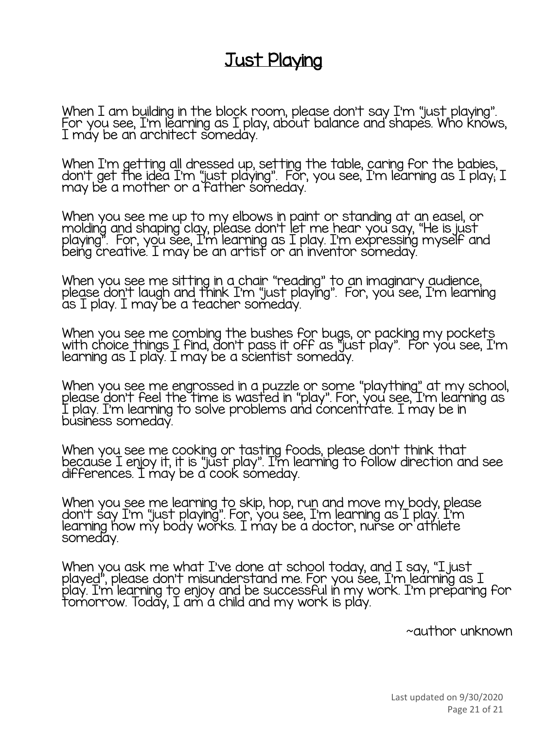# Just Playing

When I am building in the block room, please don't say I'm "just playing". For you see, I'm learning as I play, about balance and shapes. Who knows, I may be an architect someday.

When I'm getting all dressed up, setting the table, caring for the babies, don't get the idea I'm "just playing". For, you see, I'm learning as I play; I may be a mother or a father someday.

When you see me up to my elbows in paint or standing at an easel, or molding and shaping clay, please don't let me hear you say, "He is just playing". For, you see, I'm learning as I play. I'm expressing myself and being creative. I may be an artist or an inventor someday.

When you see me sitting in a chair "reading" to an imaginary audience, please don't laugh and think I'm "just playing". For, you see, I'm learning as I play. I may be a teacher someday.

When you see me combing the bushes for bugs, or packing my pockets with choice things I find, don't pass it off as "just play". For you see, I'm learning as I play. I may be a scientist someday.

When you see me engrossed in a puzzle or some "plaything" at my school, please don't feel the time is wasted in "play". For, you see, I'm learning as I play. I'm learning to solve problems and concentrate. I may be in business someday.

When you see me cooking or tasting foods, please don't think that because I enjoy it, it is "just play". I'm learning to follow direction and see differences. I may be a cook someday.

When you see me learning to skip, hop, run and move my body, please don't say I'm "just playing". For, you see, I'm learning as I play. I'm learning how my body works. I may be a doctor, nurse or athlete someday.

When you ask me what I've done at school today, and I say, "I just played", please don't misunderstand me. For you see, I'm learning as I play. I'm learning to enjoy and be successful in my work. I'm preparing for tomorrow. Today, I am a child and my work is play.

~author unknown

Last updated on 9/30/2020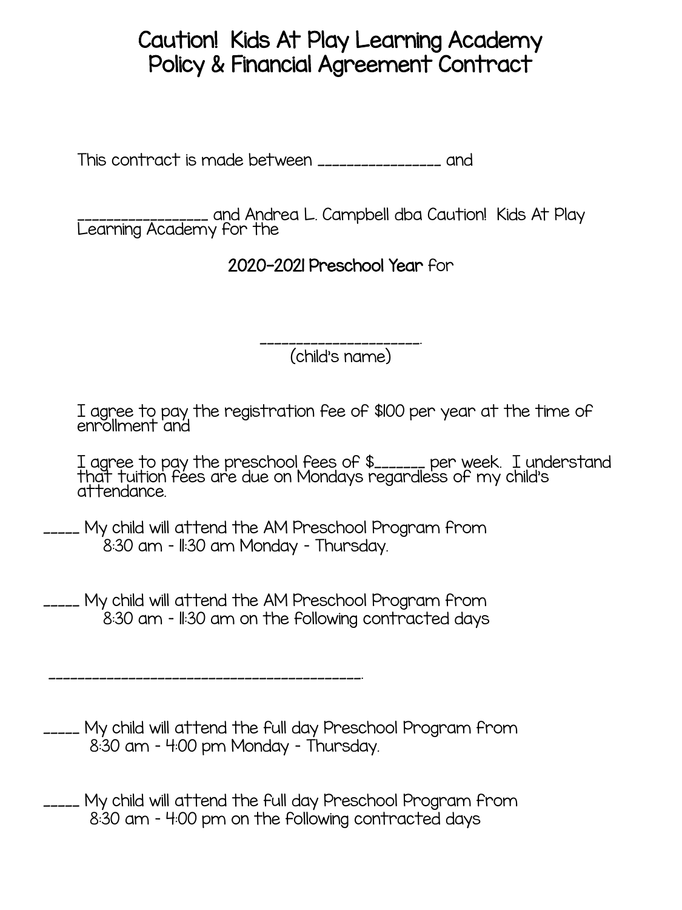# Caution! Kids At Play Learning Academy
# Policy & Financial Agreement Contract

This contract is made between ________________ and

________________ and Andrea L. Campbell dba Caution! Kids At Play Learning Academy for the

**2020-2021 Preschool Year** for

_____________________.
(child's name)

I agree to pay the registration fee of $100 per year at the time of enrollment and

I agree to pay the preschool fees of $______ per week. I understand that tuition fees are due on Mondays regardless of my child's attendance.

_____ My child will attend the AM Preschool Program from 8:30 am - 11:30 am Monday - Thursday.

_____ My child will attend the AM Preschool Program from 8:30 am - 11:30 am on the following contracted days

________________________________________.

_____ My child will attend the full day Preschool Program from 8:30 am - 4:00 pm Monday - Thursday.

_____ My child will attend the full day Preschool Program from 8:30 am - 4:00 pm on the following contracted days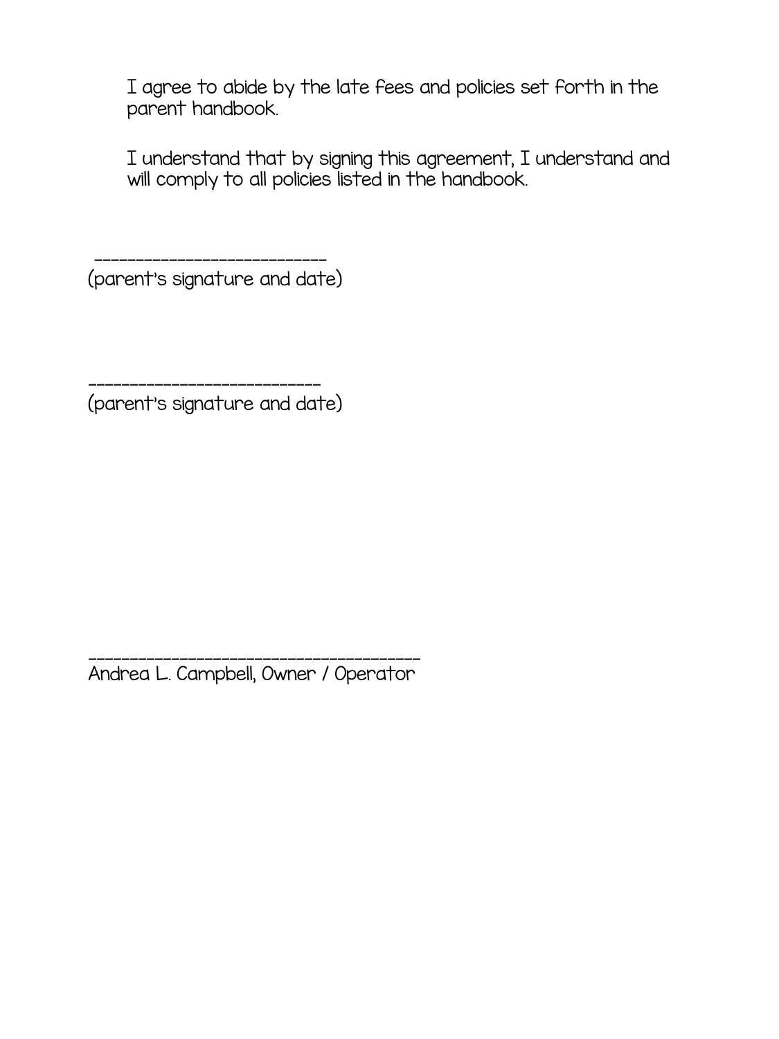I agree to abide by the late fees and policies set forth in the parent handbook.

I understand that by signing this agreement, I understand and will comply to all policies listed in the handbook.

______________________________
(parent's signature and date)

______________________________
(parent's signature and date)

________________________________________
Andrea L. Campbell, Owner / Operator